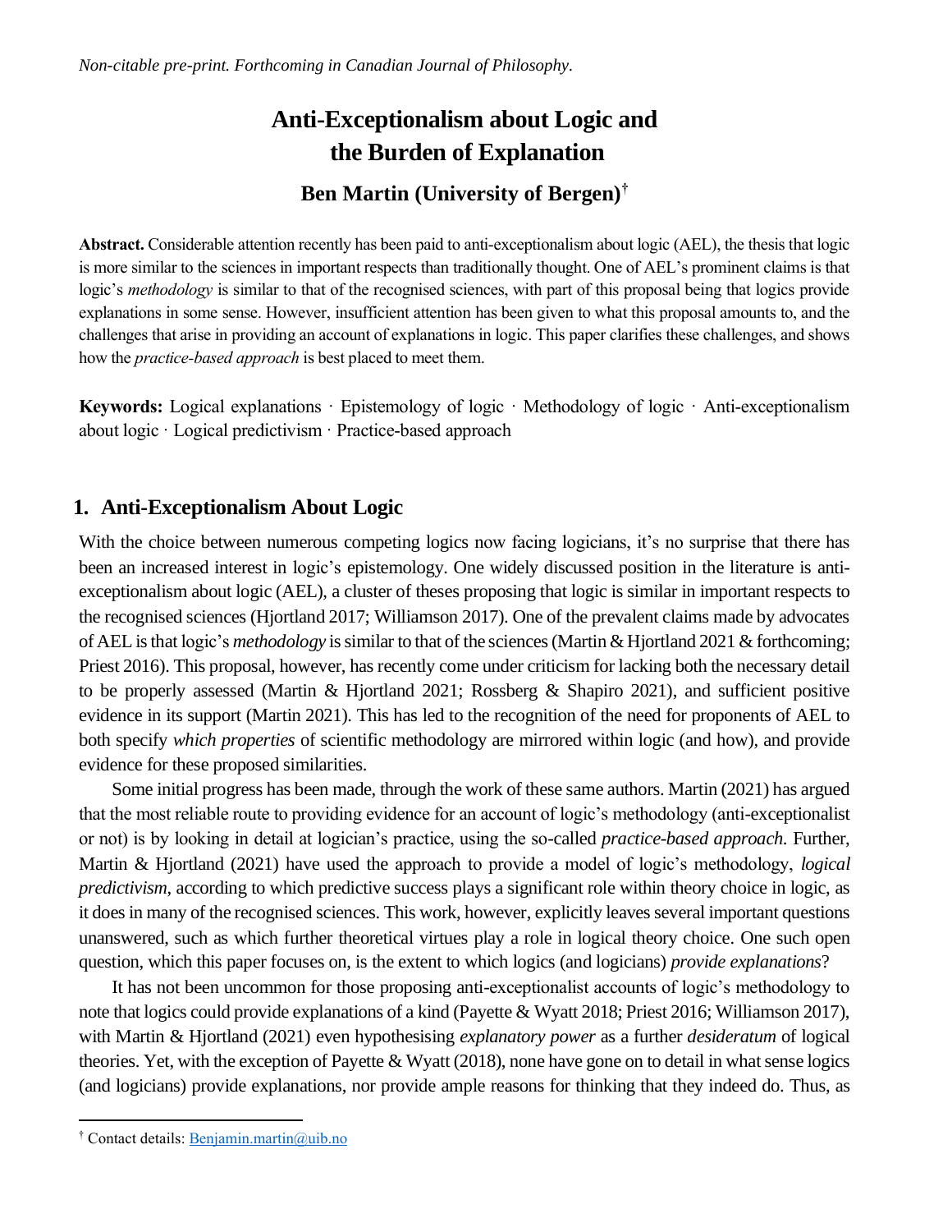*Non-citable pre-print. Forthcoming in Canadian Journal of Philosophy.*

# Anti-Exceptionalism about Logic and the Burden of Explanation

### Ben Martin (University of Bergen)[†]

**Abstract.** Considerable attention recently has been paid to anti-exceptionalism about logic (AEL), the thesis that logic is more similar to the sciences in important respects than traditionally thought. One of AEL's prominent claims is that logic's *methodology* is similar to that of the recognised sciences, with part of this proposal being that logics provide explanations in some sense. However, insufficient attention has been given to what this proposal amounts to, and the challenges that arise in providing an account of explanations in logic. This paper clarifies these challenges, and shows how the *practice-based approach* is best placed to meet them.

**Keywords:** Logical explanations · Epistemology of logic · Methodology of logic · Anti-exceptionalism about logic · Logical predictivism · Practice-based approach

## 1. Anti-Exceptionalism About Logic

With the choice between numerous competing logics now facing logicians, it's no surprise that there has been an increased interest in logic's epistemology. One widely discussed position in the literature is anti-exceptionalism about logic (AEL), a cluster of theses proposing that logic is similar in important respects to the recognised sciences (Hjortland 2017; Williamson 2017). One of the prevalent claims made by advocates of AEL is that logic's *methodology* is similar to that of the sciences (Martin & Hjortland 2021 & forthcoming; Priest 2016). This proposal, however, has recently come under criticism for lacking both the necessary detail to be properly assessed (Martin & Hjortland 2021; Rossberg & Shapiro 2021), and sufficient positive evidence in its support (Martin 2021). This has led to the recognition of the need for proponents of AEL to both specify *which properties* of scientific methodology are mirrored within logic (and how), and provide evidence for these proposed similarities.

Some initial progress has been made, through the work of these same authors. Martin (2021) has argued that the most reliable route to providing evidence for an account of logic's methodology (anti-exceptionalist or not) is by looking in detail at logician's practice, using the so-called *practice-based approach.* Further, Martin & Hjortland (2021) have used the approach to provide a model of logic's methodology, *logical predictivism*, according to which predictive success plays a significant role within theory choice in logic, as it does in many of the recognised sciences. This work, however, explicitly leaves several important questions unanswered, such as which further theoretical virtues play a role in logical theory choice. One such open question, which this paper focuses on, is the extent to which logics (and logicians) *provide explanations*?

It has not been uncommon for those proposing anti-exceptionalist accounts of logic's methodology to note that logics could provide explanations of a kind (Payette & Wyatt 2018; Priest 2016; Williamson 2017), with Martin & Hjortland (2021) even hypothesising *explanatory power* as a further *desideratum* of logical theories. Yet, with the exception of Payette & Wyatt (2018), none have gone on to detail in what sense logics (and logicians) provide explanations, nor provide ample reasons for thinking that they indeed do. Thus, as

[†] Contact details: Benjamin.martin@uib.no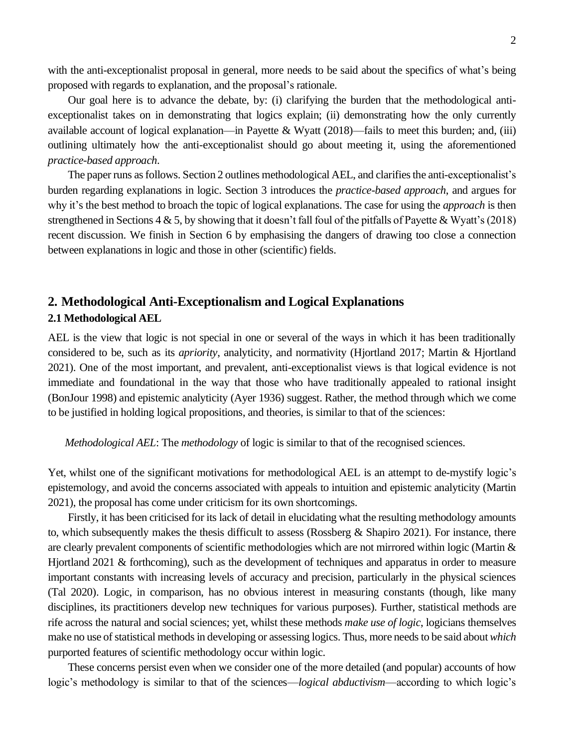with the anti-exceptionalist proposal in general, more needs to be said about the specifics of what's being proposed with regards to explanation, and the proposal's rationale.

Our goal here is to advance the debate, by: (i) clarifying the burden that the methodological anti-exceptionalist takes on in demonstrating that logics explain; (ii) demonstrating how the only currently available account of logical explanation—in Payette & Wyatt (2018)—fails to meet this burden; and, (iii) outlining ultimately how the anti-exceptionalist should go about meeting it, using the aforementioned *practice-based approach*.

The paper runs as follows. Section 2 outlines methodological AEL, and clarifies the anti-exceptionalist's burden regarding explanations in logic. Section 3 introduces the *practice-based approach*, and argues for why it's the best method to broach the topic of logical explanations. The case for using the *approach* is then strengthened in Sections 4 & 5, by showing that it doesn't fall foul of the pitfalls of Payette & Wyatt's (2018) recent discussion. We finish in Section 6 by emphasising the dangers of drawing too close a connection between explanations in logic and those in other (scientific) fields.

## 2. Methodological Anti-Exceptionalism and Logical Explanations

### 2.1 Methodological AEL

AEL is the view that logic is not special in one or several of the ways in which it has been traditionally considered to be, such as its *apriority*, analyticity, and normativity (Hjortland 2017; Martin & Hjortland 2021). One of the most important, and prevalent, anti-exceptionalist views is that logical evidence is not immediate and foundational in the way that those who have traditionally appealed to rational insight (BonJour 1998) and epistemic analyticity (Ayer 1936) suggest. Rather, the method through which we come to be justified in holding logical propositions, and theories, is similar to that of the sciences:

*Methodological AEL*: The *methodology* of logic is similar to that of the recognised sciences.

Yet, whilst one of the significant motivations for methodological AEL is an attempt to de-mystify logic's epistemology, and avoid the concerns associated with appeals to intuition and epistemic analyticity (Martin 2021), the proposal has come under criticism for its own shortcomings.

Firstly, it has been criticised for its lack of detail in elucidating what the resulting methodology amounts to, which subsequently makes the thesis difficult to assess (Rossberg & Shapiro 2021). For instance, there are clearly prevalent components of scientific methodologies which are not mirrored within logic (Martin & Hjortland 2021 & forthcoming), such as the development of techniques and apparatus in order to measure important constants with increasing levels of accuracy and precision, particularly in the physical sciences (Tal 2020). Logic, in comparison, has no obvious interest in measuring constants (though, like many disciplines, its practitioners develop new techniques for various purposes). Further, statistical methods are rife across the natural and social sciences; yet, whilst these methods *make use of logic*, logicians themselves make no use of statistical methods in developing or assessing logics. Thus, more needs to be said about *which* purported features of scientific methodology occur within logic.

These concerns persist even when we consider one of the more detailed (and popular) accounts of how logic's methodology is similar to that of the sciences—*logical abductivism*—according to which logic's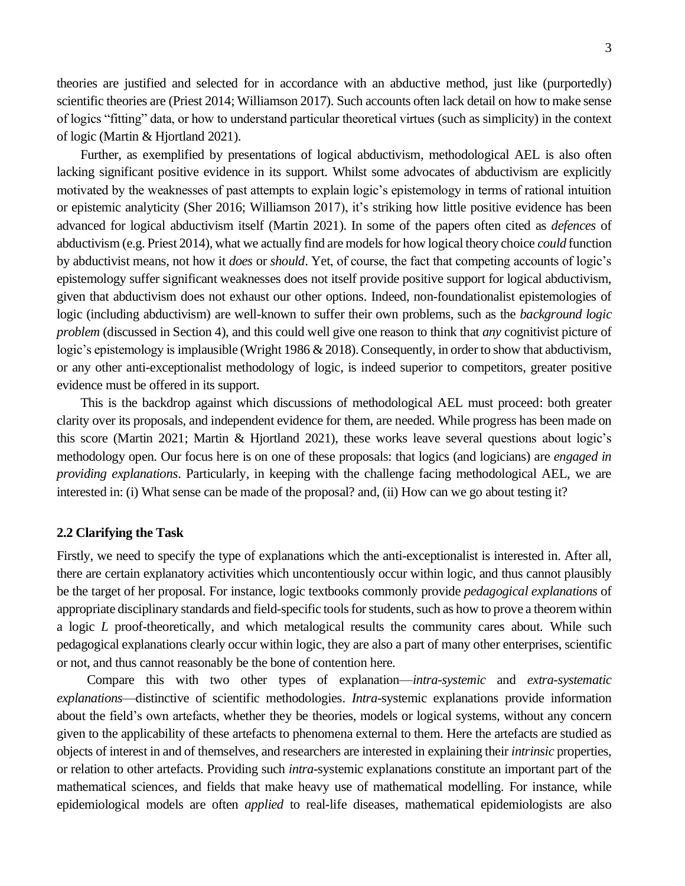theories are justified and selected for in accordance with an abductive method, just like (purportedly) scientific theories are (Priest 2014; Williamson 2017). Such accounts often lack detail on how to make sense of logics "fitting" data, or how to understand particular theoretical virtues (such as simplicity) in the context of logic (Martin & Hjortland 2021).

Further, as exemplified by presentations of logical abductivism, methodological AEL is also often lacking significant positive evidence in its support. Whilst some advocates of abductivism are explicitly motivated by the weaknesses of past attempts to explain logic's epistemology in terms of rational intuition or epistemic analyticity (Sher 2016; Williamson 2017), it's striking how little positive evidence has been advanced for logical abductivism itself (Martin 2021). In some of the papers often cited as *defences* of abductivism (e.g. Priest 2014), what we actually find are models for how logical theory choice *could* function by abductivist means, not how it *does* or *should*. Yet, of course, the fact that competing accounts of logic's epistemology suffer significant weaknesses does not itself provide positive support for logical abductivism, given that abductivism does not exhaust our other options. Indeed, non-foundationalist epistemologies of logic (including abductivism) are well-known to suffer their own problems, such as the *background logic problem* (discussed in Section 4), and this could well give one reason to think that *any* cognitivist picture of logic's epistemology is implausible (Wright 1986 & 2018). Consequently, in order to show that abductivism, or any other anti-exceptionalist methodology of logic, is indeed superior to competitors, greater positive evidence must be offered in its support.

This is the backdrop against which discussions of methodological AEL must proceed: both greater clarity over its proposals, and independent evidence for them, are needed. While progress has been made on this score (Martin 2021; Martin & Hjortland 2021), these works leave several questions about logic's methodology open. Our focus here is on one of these proposals: that logics (and logicians) are *engaged in providing explanations*. Particularly, in keeping with the challenge facing methodological AEL, we are interested in: (i) What sense can be made of the proposal? and, (ii) How can we go about testing it?

### 2.2 Clarifying the Task

Firstly, we need to specify the type of explanations which the anti-exceptionalist is interested in. After all, there are certain explanatory activities which uncontentiously occur within logic, and thus cannot plausibly be the target of her proposal. For instance, logic textbooks commonly provide *pedagogical explanations* of appropriate disciplinary standards and field-specific tools for students, such as how to prove a theorem within a logic *L* proof-theoretically, and which metalogical results the community cares about. While such pedagogical explanations clearly occur within logic, they are also a part of many other enterprises, scientific or not, and thus cannot reasonably be the bone of contention here.

Compare this with two other types of explanation—*intra-systemic* and *extra-systematic explanations*—distinctive of scientific methodologies. *Intra*-systemic explanations provide information about the field's own artefacts, whether they be theories, models or logical systems, without any concern given to the applicability of these artefacts to phenomena external to them. Here the artefacts are studied as objects of interest in and of themselves, and researchers are interested in explaining their *intrinsic* properties, or relation to other artefacts. Providing such *intra*-systemic explanations constitute an important part of the mathematical sciences, and fields that make heavy use of mathematical modelling. For instance, while epidemiological models are often *applied* to real-life diseases, mathematical epidemiologists are also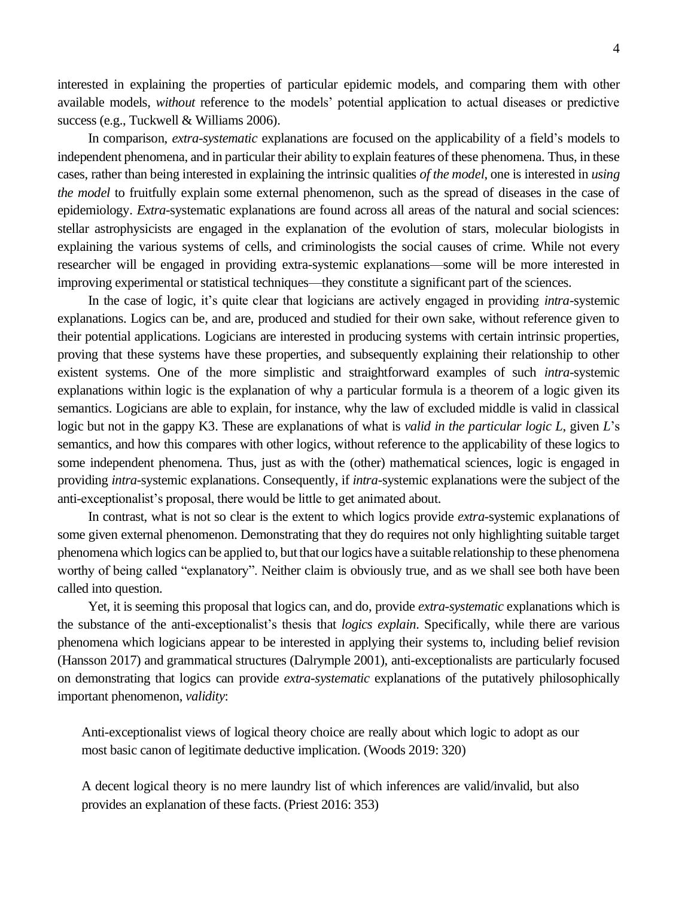interested in explaining the properties of particular epidemic models, and comparing them with other available models, *without* reference to the models' potential application to actual diseases or predictive success (e.g., Tuckwell & Williams 2006).

In comparison, *extra-systematic* explanations are focused on the applicability of a field's models to independent phenomena, and in particular their ability to explain features of these phenomena. Thus, in these cases, rather than being interested in explaining the intrinsic qualities *of the model*, one is interested in *using the model* to fruitfully explain some external phenomenon, such as the spread of diseases in the case of epidemiology. *Extra*-systematic explanations are found across all areas of the natural and social sciences: stellar astrophysicists are engaged in the explanation of the evolution of stars, molecular biologists in explaining the various systems of cells, and criminologists the social causes of crime. While not every researcher will be engaged in providing extra-systemic explanations—some will be more interested in improving experimental or statistical techniques—they constitute a significant part of the sciences.

In the case of logic, it's quite clear that logicians are actively engaged in providing *intra*-systemic explanations. Logics can be, and are, produced and studied for their own sake, without reference given to their potential applications. Logicians are interested in producing systems with certain intrinsic properties, proving that these systems have these properties, and subsequently explaining their relationship to other existent systems. One of the more simplistic and straightforward examples of such *intra*-systemic explanations within logic is the explanation of why a particular formula is a theorem of a logic given its semantics. Logicians are able to explain, for instance, why the law of excluded middle is valid in classical logic but not in the gappy K3. These are explanations of what is *valid in the particular logic L*, given *L*'s semantics, and how this compares with other logics, without reference to the applicability of these logics to some independent phenomena. Thus, just as with the (other) mathematical sciences, logic is engaged in providing *intra*-systemic explanations. Consequently, if *intra*-systemic explanations were the subject of the anti-exceptionalist's proposal, there would be little to get animated about.

In contrast, what is not so clear is the extent to which logics provide *extra*-systemic explanations of some given external phenomenon. Demonstrating that they do requires not only highlighting suitable target phenomena which logics can be applied to, but that our logics have a suitable relationship to these phenomena worthy of being called "explanatory". Neither claim is obviously true, and as we shall see both have been called into question.

Yet, it is seeming this proposal that logics can, and do, provide *extra-systematic* explanations which is the substance of the anti-exceptionalist's thesis that *logics explain*. Specifically, while there are various phenomena which logicians appear to be interested in applying their systems to, including belief revision (Hansson 2017) and grammatical structures (Dalrymple 2001), anti-exceptionalists are particularly focused on demonstrating that logics can provide *extra-systematic* explanations of the putatively philosophically important phenomenon, *validity*:

> Anti-exceptionalist views of logical theory choice are really about which logic to adopt as our most basic canon of legitimate deductive implication. (Woods 2019: 320)

> A decent logical theory is no mere laundry list of which inferences are valid/invalid, but also provides an explanation of these facts. (Priest 2016: 353)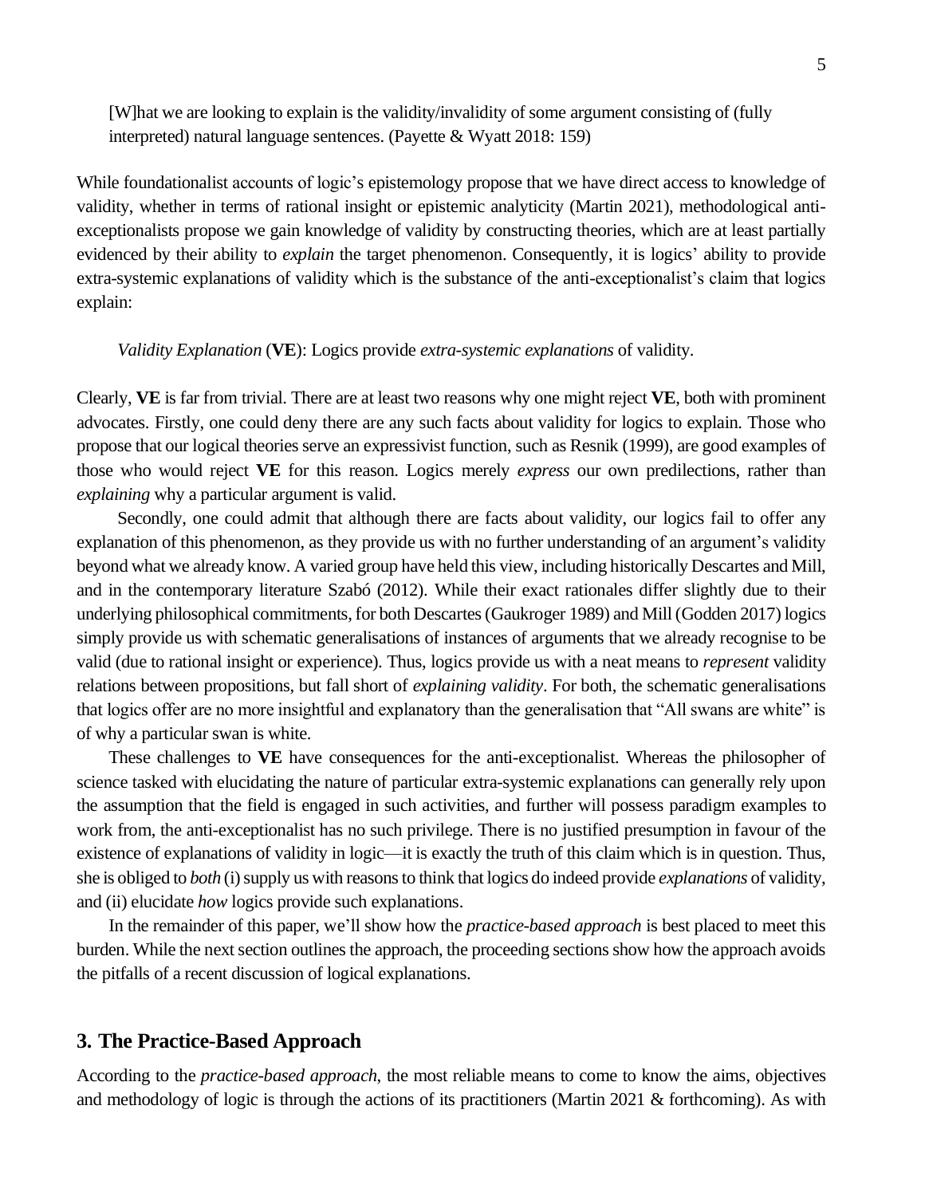> [W]hat we are looking to explain is the validity/invalidity of some argument consisting of (fully interpreted) natural language sentences. (Payette & Wyatt 2018: 159)

While foundationalist accounts of logic's epistemology propose that we have direct access to knowledge of validity, whether in terms of rational insight or epistemic analyticity (Martin 2021), methodological anti-exceptionalists propose we gain knowledge of validity by constructing theories, which are at least partially evidenced by their ability to *explain* the target phenomenon. Consequently, it is logics' ability to provide extra-systemic explanations of validity which is the substance of the anti-exceptionalist's claim that logics explain:

> *Validity Explanation* (**VE**): Logics provide *extra-systemic explanations* of validity.

Clearly, **VE** is far from trivial. There are at least two reasons why one might reject **VE**, both with prominent advocates. Firstly, one could deny there are any such facts about validity for logics to explain. Those who propose that our logical theories serve an expressivist function, such as Resnik (1999), are good examples of those who would reject **VE** for this reason. Logics merely *express* our own predilections, rather than *explaining* why a particular argument is valid.

Secondly, one could admit that although there are facts about validity, our logics fail to offer any explanation of this phenomenon, as they provide us with no further understanding of an argument's validity beyond what we already know. A varied group have held this view, including historically Descartes and Mill, and in the contemporary literature Szabó (2012). While their exact rationales differ slightly due to their underlying philosophical commitments, for both Descartes (Gaukroger 1989) and Mill (Godden 2017) logics simply provide us with schematic generalisations of instances of arguments that we already recognise to be valid (due to rational insight or experience). Thus, logics provide us with a neat means to *represent* validity relations between propositions, but fall short of *explaining validity*. For both, the schematic generalisations that logics offer are no more insightful and explanatory than the generalisation that "All swans are white" is of why a particular swan is white.

These challenges to **VE** have consequences for the anti-exceptionalist. Whereas the philosopher of science tasked with elucidating the nature of particular extra-systemic explanations can generally rely upon the assumption that the field is engaged in such activities, and further will possess paradigm examples to work from, the anti-exceptionalist has no such privilege. There is no justified presumption in favour of the existence of explanations of validity in logic—it is exactly the truth of this claim which is in question. Thus, she is obliged to *both* (i) supply us with reasons to think that logics do indeed provide *explanations* of validity, and (ii) elucidate *how* logics provide such explanations.

In the remainder of this paper, we'll show how the *practice-based approach* is best placed to meet this burden. While the next section outlines the approach, the proceeding sections show how the approach avoids the pitfalls of a recent discussion of logical explanations.

## 3. The Practice-Based Approach

According to the *practice-based approach*, the most reliable means to come to know the aims, objectives and methodology of logic is through the actions of its practitioners (Martin 2021 & forthcoming). As with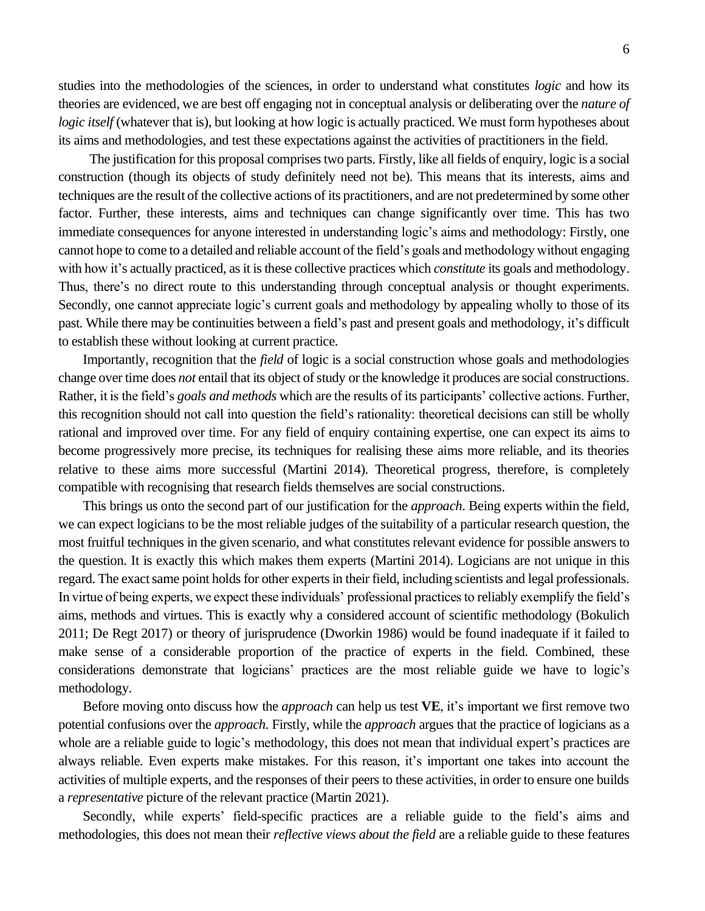studies into the methodologies of the sciences, in order to understand what constitutes *logic* and how its theories are evidenced, we are best off engaging not in conceptual analysis or deliberating over the *nature of logic itself* (whatever that is), but looking at how logic is actually practiced. We must form hypotheses about its aims and methodologies, and test these expectations against the activities of practitioners in the field.

The justification for this proposal comprises two parts. Firstly, like all fields of enquiry, logic is a social construction (though its objects of study definitely need not be). This means that its interests, aims and techniques are the result of the collective actions of its practitioners, and are not predetermined by some other factor. Further, these interests, aims and techniques can change significantly over time. This has two immediate consequences for anyone interested in understanding logic's aims and methodology: Firstly, one cannot hope to come to a detailed and reliable account of the field's goals and methodology without engaging with how it's actually practiced, as it is these collective practices which *constitute* its goals and methodology. Thus, there's no direct route to this understanding through conceptual analysis or thought experiments. Secondly, one cannot appreciate logic's current goals and methodology by appealing wholly to those of its past. While there may be continuities between a field's past and present goals and methodology, it's difficult to establish these without looking at current practice.

Importantly, recognition that the *field* of logic is a social construction whose goals and methodologies change over time does *not* entail that its object of study or the knowledge it produces are social constructions. Rather, it is the field's *goals and methods* which are the results of its participants' collective actions. Further, this recognition should not call into question the field's rationality: theoretical decisions can still be wholly rational and improved over time. For any field of enquiry containing expertise, one can expect its aims to become progressively more precise, its techniques for realising these aims more reliable, and its theories relative to these aims more successful (Martini 2014). Theoretical progress, therefore, is completely compatible with recognising that research fields themselves are social constructions.

This brings us onto the second part of our justification for the *approach*. Being experts within the field, we can expect logicians to be the most reliable judges of the suitability of a particular research question, the most fruitful techniques in the given scenario, and what constitutes relevant evidence for possible answers to the question. It is exactly this which makes them experts (Martini 2014). Logicians are not unique in this regard. The exact same point holds for other experts in their field, including scientists and legal professionals. In virtue of being experts, we expect these individuals' professional practices to reliably exemplify the field's aims, methods and virtues. This is exactly why a considered account of scientific methodology (Bokulich 2011; De Regt 2017) or theory of jurisprudence (Dworkin 1986) would be found inadequate if it failed to make sense of a considerable proportion of the practice of experts in the field. Combined, these considerations demonstrate that logicians' practices are the most reliable guide we have to logic's methodology.

Before moving onto discuss how the *approach* can help us test **VE**, it's important we first remove two potential confusions over the *approach*. Firstly, while the *approach* argues that the practice of logicians as a whole are a reliable guide to logic's methodology, this does not mean that individual expert's practices are always reliable. Even experts make mistakes. For this reason, it's important one takes into account the activities of multiple experts, and the responses of their peers to these activities, in order to ensure one builds a *representative* picture of the relevant practice (Martin 2021).

Secondly, while experts' field-specific practices are a reliable guide to the field's aims and methodologies, this does not mean their *reflective views about the field* are a reliable guide to these features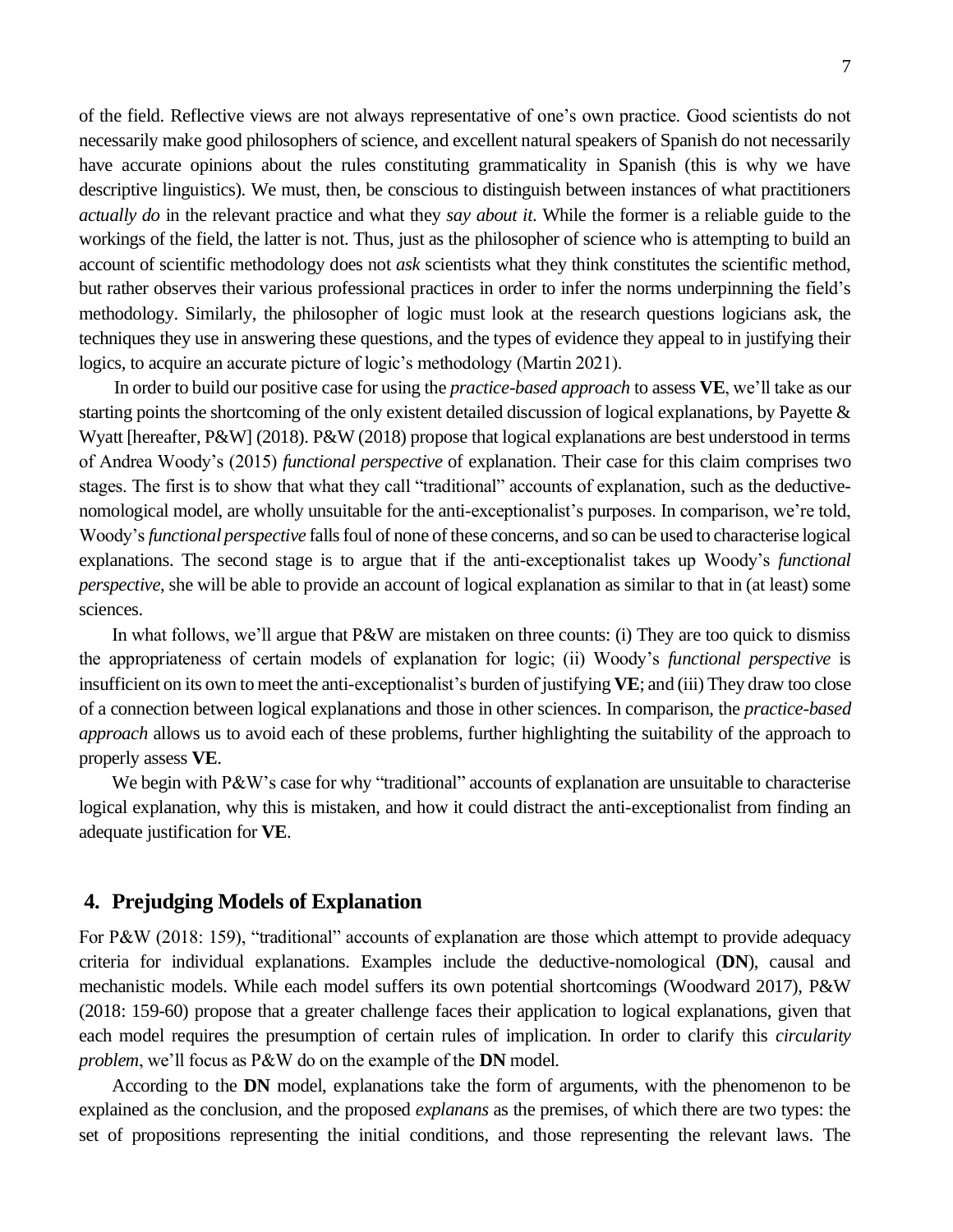of the field. Reflective views are not always representative of one's own practice. Good scientists do not necessarily make good philosophers of science, and excellent natural speakers of Spanish do not necessarily have accurate opinions about the rules constituting grammaticality in Spanish (this is why we have descriptive linguistics). We must, then, be conscious to distinguish between instances of what practitioners *actually do* in the relevant practice and what they *say about it*. While the former is a reliable guide to the workings of the field, the latter is not. Thus, just as the philosopher of science who is attempting to build an account of scientific methodology does not *ask* scientists what they think constitutes the scientific method, but rather observes their various professional practices in order to infer the norms underpinning the field's methodology. Similarly, the philosopher of logic must look at the research questions logicians ask, the techniques they use in answering these questions, and the types of evidence they appeal to in justifying their logics, to acquire an accurate picture of logic's methodology (Martin 2021).

In order to build our positive case for using the *practice-based approach* to assess **VE**, we'll take as our starting points the shortcoming of the only existent detailed discussion of logical explanations, by Payette & Wyatt [hereafter, P&W] (2018). P&W (2018) propose that logical explanations are best understood in terms of Andrea Woody's (2015) *functional perspective* of explanation. Their case for this claim comprises two stages. The first is to show that what they call "traditional" accounts of explanation, such as the deductive-nomological model, are wholly unsuitable for the anti-exceptionalist's purposes. In comparison, we're told, Woody's *functional perspective* falls foul of none of these concerns, and so can be used to characterise logical explanations. The second stage is to argue that if the anti-exceptionalist takes up Woody's *functional perspective*, she will be able to provide an account of logical explanation as similar to that in (at least) some sciences.

In what follows, we'll argue that P&W are mistaken on three counts: (i) They are too quick to dismiss the appropriateness of certain models of explanation for logic; (ii) Woody's *functional perspective* is insufficient on its own to meet the anti-exceptionalist's burden of justifying **VE**; and (iii) They draw too close of a connection between logical explanations and those in other sciences. In comparison, the *practice-based approach* allows us to avoid each of these problems, further highlighting the suitability of the approach to properly assess **VE**.

We begin with P&W's case for why "traditional" accounts of explanation are unsuitable to characterise logical explanation, why this is mistaken, and how it could distract the anti-exceptionalist from finding an adequate justification for **VE**.

## 4. Prejudging Models of Explanation

For P&W (2018: 159), "traditional" accounts of explanation are those which attempt to provide adequacy criteria for individual explanations. Examples include the deductive-nomological (**DN**), causal and mechanistic models. While each model suffers its own potential shortcomings (Woodward 2017), P&W (2018: 159-60) propose that a greater challenge faces their application to logical explanations, given that each model requires the presumption of certain rules of implication. In order to clarify this *circularity problem*, we'll focus as P&W do on the example of the **DN** model.

According to the **DN** model, explanations take the form of arguments, with the phenomenon to be explained as the conclusion, and the proposed *explanans* as the premises, of which there are two types: the set of propositions representing the initial conditions, and those representing the relevant laws. The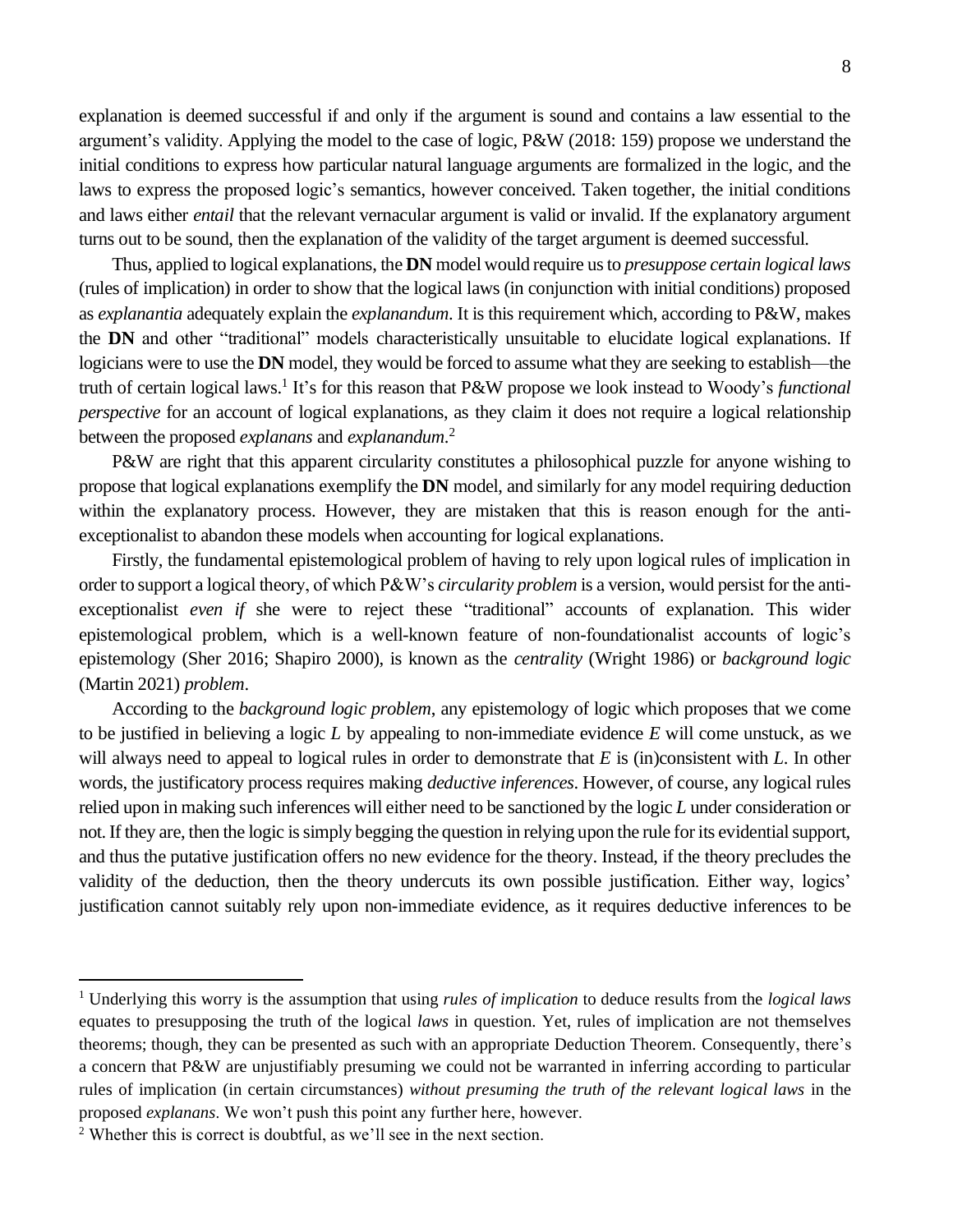explanation is deemed successful if and only if the argument is sound and contains a law essential to the argument's validity. Applying the model to the case of logic, P&W (2018: 159) propose we understand the initial conditions to express how particular natural language arguments are formalized in the logic, and the laws to express the proposed logic's semantics, however conceived. Taken together, the initial conditions and laws either *entail* that the relevant vernacular argument is valid or invalid. If the explanatory argument turns out to be sound, then the explanation of the validity of the target argument is deemed successful.

Thus, applied to logical explanations, the **DN** model would require us to *presuppose certain logical laws* (rules of implication) in order to show that the logical laws (in conjunction with initial conditions) proposed as *explanantia* adequately explain the *explanandum*. It is this requirement which, according to P&W, makes the **DN** and other "traditional" models characteristically unsuitable to elucidate logical explanations. If logicians were to use the **DN** model, they would be forced to assume what they are seeking to establish—the truth of certain logical laws.[1] It's for this reason that P&W propose we look instead to Woody's *functional perspective* for an account of logical explanations, as they claim it does not require a logical relationship between the proposed *explanans* and *explanandum*.[2]

P&W are right that this apparent circularity constitutes a philosophical puzzle for anyone wishing to propose that logical explanations exemplify the **DN** model, and similarly for any model requiring deduction within the explanatory process. However, they are mistaken that this is reason enough for the anti-exceptionalist to abandon these models when accounting for logical explanations.

Firstly, the fundamental epistemological problem of having to rely upon logical rules of implication in order to support a logical theory, of which P&W's *circularity problem* is a version, would persist for the anti-exceptionalist *even if* she were to reject these "traditional" accounts of explanation. This wider epistemological problem, which is a well-known feature of non-foundationalist accounts of logic's epistemology (Sher 2016; Shapiro 2000), is known as the *centrality* (Wright 1986) or *background logic* (Martin 2021) *problem*.

According to the *background logic problem*, any epistemology of logic which proposes that we come to be justified in believing a logic *L* by appealing to non-immediate evidence *E* will come unstuck, as we will always need to appeal to logical rules in order to demonstrate that *E* is (in)consistent with *L*. In other words, the justificatory process requires making *deductive inferences*. However, of course, any logical rules relied upon in making such inferences will either need to be sanctioned by the logic *L* under consideration or not. If they are, then the logic is simply begging the question in relying upon the rule for its evidential support, and thus the putative justification offers no new evidence for the theory. Instead, if the theory precludes the validity of the deduction, then the theory undercuts its own possible justification. Either way, logics' justification cannot suitably rely upon non-immediate evidence, as it requires deductive inferences to be

---

[1] Underlying this worry is the assumption that using *rules of implication* to deduce results from the *logical laws* equates to presupposing the truth of the logical *laws* in question. Yet, rules of implication are not themselves theorems; though, they can be presented as such with an appropriate Deduction Theorem. Consequently, there's a concern that P&W are unjustifiably presuming we could not be warranted in inferring according to particular rules of implication (in certain circumstances) *without presuming the truth of the relevant logical laws* in the proposed *explanans*. We won't push this point any further here, however.

[2] Whether this is correct is doubtful, as we'll see in the next section.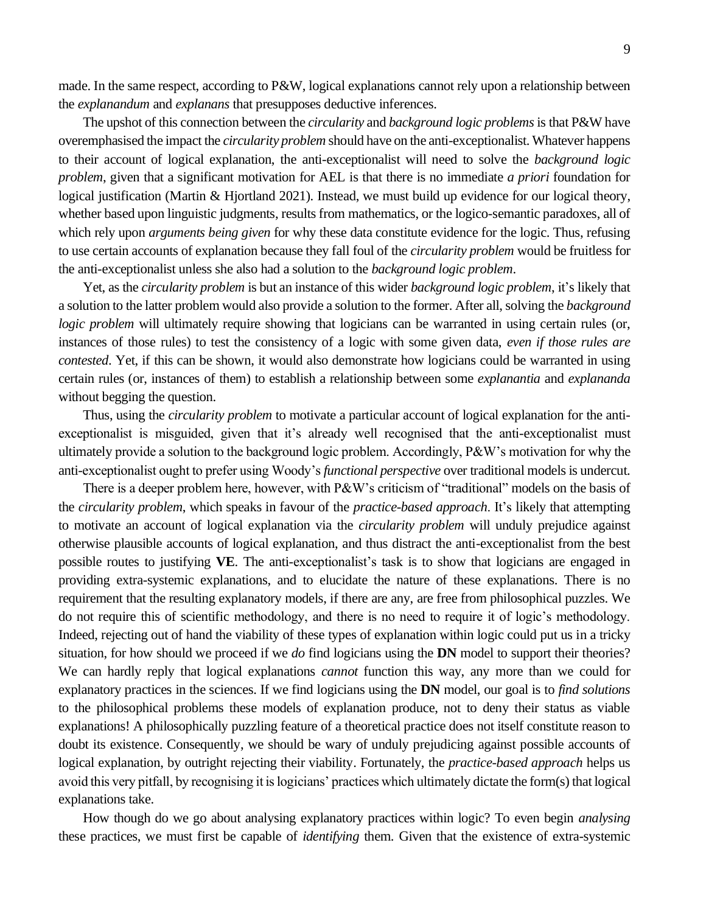made. In the same respect, according to P&W, logical explanations cannot rely upon a relationship between the *explanandum* and *explanans* that presupposes deductive inferences.

The upshot of this connection between the *circularity* and *background logic problems* is that P&W have overemphasised the impact the *circularity problem* should have on the anti-exceptionalist. Whatever happens to their account of logical explanation, the anti-exceptionalist will need to solve the *background logic problem*, given that a significant motivation for AEL is that there is no immediate *a priori* foundation for logical justification (Martin & Hjortland 2021). Instead, we must build up evidence for our logical theory, whether based upon linguistic judgments, results from mathematics, or the logico-semantic paradoxes, all of which rely upon *arguments being given* for why these data constitute evidence for the logic. Thus, refusing to use certain accounts of explanation because they fall foul of the *circularity problem* would be fruitless for the anti-exceptionalist unless she also had a solution to the *background logic problem*.

Yet, as the *circularity problem* is but an instance of this wider *background logic problem*, it's likely that a solution to the latter problem would also provide a solution to the former. After all, solving the *background logic problem* will ultimately require showing that logicians can be warranted in using certain rules (or, instances of those rules) to test the consistency of a logic with some given data, *even if those rules are contested*. Yet, if this can be shown, it would also demonstrate how logicians could be warranted in using certain rules (or, instances of them) to establish a relationship between some *explanantia* and *explananda* without begging the question.

Thus, using the *circularity problem* to motivate a particular account of logical explanation for the anti-exceptionalist is misguided, given that it's already well recognised that the anti-exceptionalist must ultimately provide a solution to the background logic problem. Accordingly, P&W's motivation for why the anti-exceptionalist ought to prefer using Woody's *functional perspective* over traditional models is undercut.

There is a deeper problem here, however, with P&W's criticism of "traditional" models on the basis of the *circularity problem*, which speaks in favour of the *practice-based approach*. It's likely that attempting to motivate an account of logical explanation via the *circularity problem* will unduly prejudice against otherwise plausible accounts of logical explanation, and thus distract the anti-exceptionalist from the best possible routes to justifying **VE**. The anti-exceptionalist's task is to show that logicians are engaged in providing extra-systemic explanations, and to elucidate the nature of these explanations. There is no requirement that the resulting explanatory models, if there are any, are free from philosophical puzzles. We do not require this of scientific methodology, and there is no need to require it of logic's methodology. Indeed, rejecting out of hand the viability of these types of explanation within logic could put us in a tricky situation, for how should we proceed if we *do* find logicians using the **DN** model to support their theories? We can hardly reply that logical explanations *cannot* function this way, any more than we could for explanatory practices in the sciences. If we find logicians using the **DN** model, our goal is to *find solutions* to the philosophical problems these models of explanation produce, not to deny their status as viable explanations! A philosophically puzzling feature of a theoretical practice does not itself constitute reason to doubt its existence. Consequently, we should be wary of unduly prejudicing against possible accounts of logical explanation, by outright rejecting their viability. Fortunately, the *practice-based approach* helps us avoid this very pitfall, by recognising it is logicians' practices which ultimately dictate the form(s) that logical explanations take.

How though do we go about analysing explanatory practices within logic? To even begin *analysing* these practices, we must first be capable of *identifying* them. Given that the existence of extra-systemic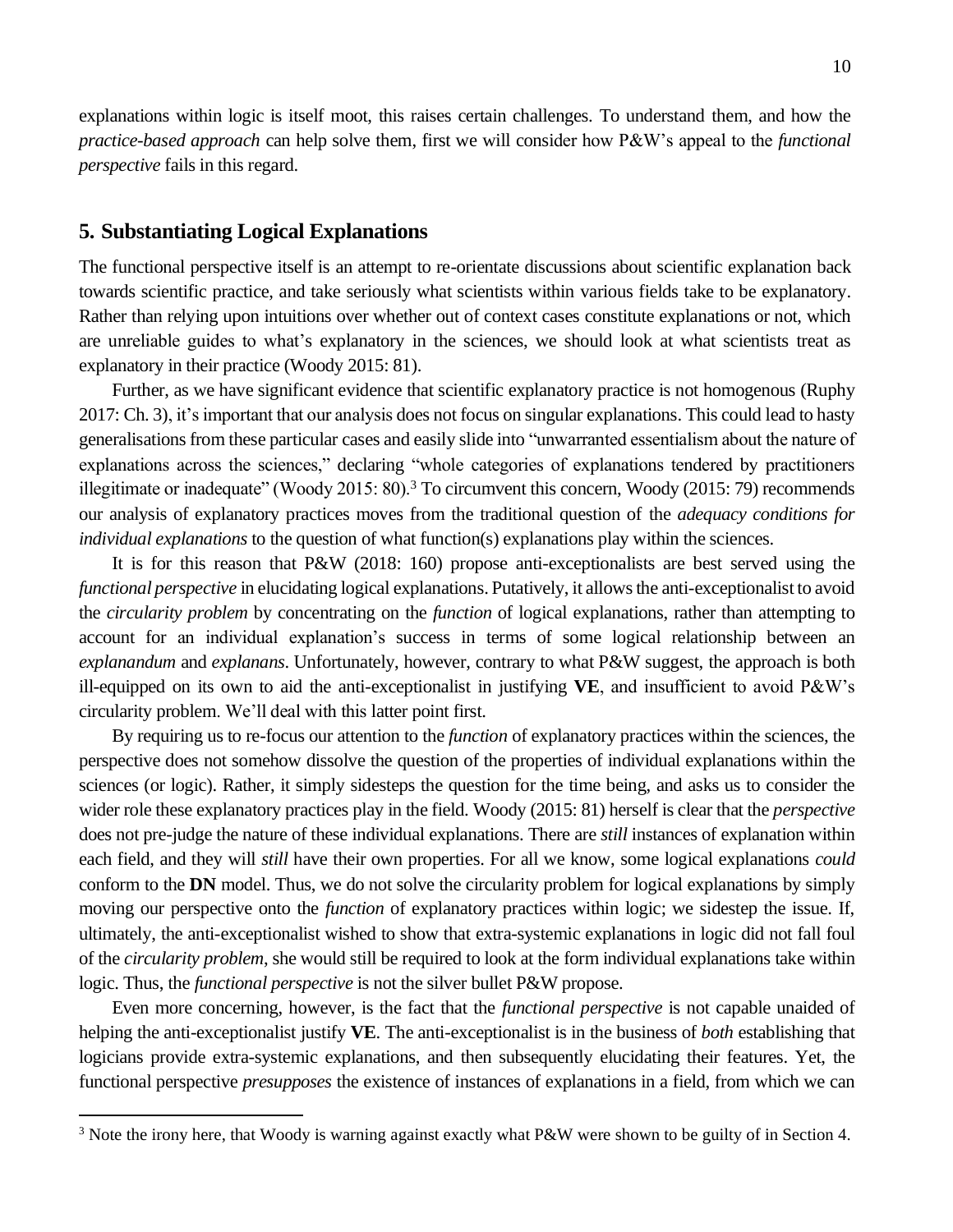explanations within logic is itself moot, this raises certain challenges. To understand them, and how the *practice-based approach* can help solve them, first we will consider how P&W's appeal to the *functional perspective* fails in this regard.

## 5. Substantiating Logical Explanations

The functional perspective itself is an attempt to re-orientate discussions about scientific explanation back towards scientific practice, and take seriously what scientists within various fields take to be explanatory. Rather than relying upon intuitions over whether out of context cases constitute explanations or not, which are unreliable guides to what's explanatory in the sciences, we should look at what scientists treat as explanatory in their practice (Woody 2015: 81).

Further, as we have significant evidence that scientific explanatory practice is not homogenous (Ruphy 2017: Ch. 3), it's important that our analysis does not focus on singular explanations. This could lead to hasty generalisations from these particular cases and easily slide into "unwarranted essentialism about the nature of explanations across the sciences," declaring "whole categories of explanations tendered by practitioners illegitimate or inadequate" (Woody 2015: 80).[3] To circumvent this concern, Woody (2015: 79) recommends our analysis of explanatory practices moves from the traditional question of the *adequacy conditions for individual explanations* to the question of what function(s) explanations play within the sciences.

It is for this reason that P&W (2018: 160) propose anti-exceptionalists are best served using the *functional perspective* in elucidating logical explanations. Putatively, it allows the anti-exceptionalist to avoid the *circularity problem* by concentrating on the *function* of logical explanations, rather than attempting to account for an individual explanation's success in terms of some logical relationship between an *explanandum* and *explanans*. Unfortunately, however, contrary to what P&W suggest, the approach is both ill-equipped on its own to aid the anti-exceptionalist in justifying **VE**, and insufficient to avoid P&W's circularity problem. We'll deal with this latter point first.

By requiring us to re-focus our attention to the *function* of explanatory practices within the sciences, the perspective does not somehow dissolve the question of the properties of individual explanations within the sciences (or logic). Rather, it simply sidesteps the question for the time being, and asks us to consider the wider role these explanatory practices play in the field. Woody (2015: 81) herself is clear that the *perspective* does not pre-judge the nature of these individual explanations. There are *still* instances of explanation within each field, and they will *still* have their own properties. For all we know, some logical explanations *could* conform to the **DN** model. Thus, we do not solve the circularity problem for logical explanations by simply moving our perspective onto the *function* of explanatory practices within logic; we sidestep the issue. If, ultimately, the anti-exceptionalist wished to show that extra-systemic explanations in logic did not fall foul of the *circularity problem*, she would still be required to look at the form individual explanations take within logic. Thus, the *functional perspective* is not the silver bullet P&W propose.

Even more concerning, however, is the fact that the *functional perspective* is not capable unaided of helping the anti-exceptionalist justify **VE**. The anti-exceptionalist is in the business of *both* establishing that logicians provide extra-systemic explanations, and then subsequently elucidating their features. Yet, the functional perspective *presupposes* the existence of instances of explanations in a field, from which we can

[3] Note the irony here, that Woody is warning against exactly what P&W were shown to be guilty of in Section 4.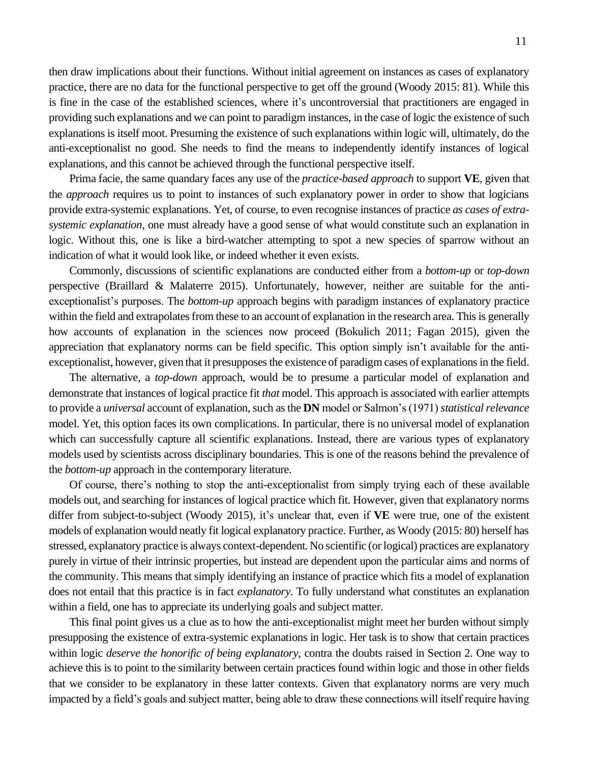then draw implications about their functions. Without initial agreement on instances as cases of explanatory practice, there are no data for the functional perspective to get off the ground (Woody 2015: 81). While this is fine in the case of the established sciences, where it's uncontroversial that practitioners are engaged in providing such explanations and we can point to paradigm instances, in the case of logic the existence of such explanations is itself moot. Presuming the existence of such explanations within logic will, ultimately, do the anti-exceptionalist no good. She needs to find the means to independently identify instances of logical explanations, and this cannot be achieved through the functional perspective itself.

Prima facie, the same quandary faces any use of the *practice-based approach* to support **VE**, given that the *approach* requires us to point to instances of such explanatory power in order to show that logicians provide extra-systemic explanations. Yet, of course, to even recognise instances of practice *as cases of extra-systemic explanation*, one must already have a good sense of what would constitute such an explanation in logic. Without this, one is like a bird-watcher attempting to spot a new species of sparrow without an indication of what it would look like, or indeed whether it even exists.

Commonly, discussions of scientific explanations are conducted either from a *bottom-up* or *top-down* perspective (Braillard & Malaterre 2015). Unfortunately, however, neither are suitable for the anti-exceptionalist's purposes. The *bottom-up* approach begins with paradigm instances of explanatory practice within the field and extrapolates from these to an account of explanation in the research area. This is generally how accounts of explanation in the sciences now proceed (Bokulich 2011; Fagan 2015), given the appreciation that explanatory norms can be field specific. This option simply isn't available for the anti-exceptionalist, however, given that it presupposes the existence of paradigm cases of explanations in the field.

The alternative, a *top-down* approach, would be to presume a particular model of explanation and demonstrate that instances of logical practice fit *that* model. This approach is associated with earlier attempts to provide a *universal* account of explanation, such as the **DN** model or Salmon's (1971) *statistical relevance* model. Yet, this option faces its own complications. In particular, there is no universal model of explanation which can successfully capture all scientific explanations. Instead, there are various types of explanatory models used by scientists across disciplinary boundaries. This is one of the reasons behind the prevalence of the *bottom-up* approach in the contemporary literature.

Of course, there's nothing to stop the anti-exceptionalist from simply trying each of these available models out, and searching for instances of logical practice which fit. However, given that explanatory norms differ from subject-to-subject (Woody 2015), it's unclear that, even if **VE** were true, one of the existent models of explanation would neatly fit logical explanatory practice. Further, as Woody (2015: 80) herself has stressed, explanatory practice is always context-dependent. No scientific (or logical) practices are explanatory purely in virtue of their intrinsic properties, but instead are dependent upon the particular aims and norms of the community. This means that simply identifying an instance of practice which fits a model of explanation does not entail that this practice is in fact *explanatory*. To fully understand what constitutes an explanation within a field, one has to appreciate its underlying goals and subject matter.

This final point gives us a clue as to how the anti-exceptionalist might meet her burden without simply presupposing the existence of extra-systemic explanations in logic. Her task is to show that certain practices within logic *deserve the honorific of being explanatory*, contra the doubts raised in Section 2. One way to achieve this is to point to the similarity between certain practices found within logic and those in other fields that we consider to be explanatory in these latter contexts. Given that explanatory norms are very much impacted by a field's goals and subject matter, being able to draw these connections will itself require having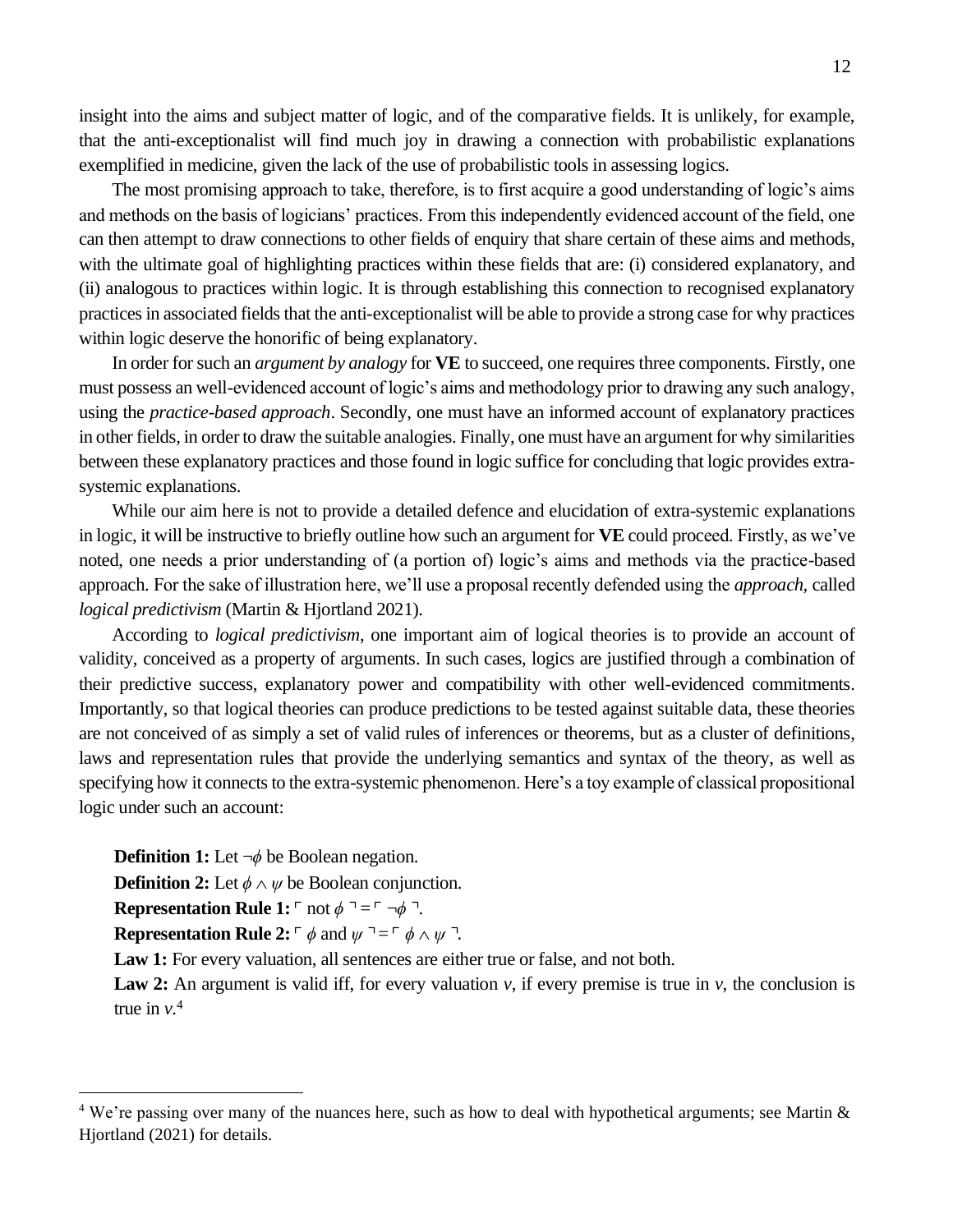insight into the aims and subject matter of logic, and of the comparative fields. It is unlikely, for example, that the anti-exceptionalist will find much joy in drawing a connection with probabilistic explanations exemplified in medicine, given the lack of the use of probabilistic tools in assessing logics.

The most promising approach to take, therefore, is to first acquire a good understanding of logic's aims and methods on the basis of logicians' practices. From this independently evidenced account of the field, one can then attempt to draw connections to other fields of enquiry that share certain of these aims and methods, with the ultimate goal of highlighting practices within these fields that are: (i) considered explanatory, and (ii) analogous to practices within logic. It is through establishing this connection to recognised explanatory practices in associated fields that the anti-exceptionalist will be able to provide a strong case for why practices within logic deserve the honorific of being explanatory.

In order for such an *argument by analogy* for **VE** to succeed, one requires three components. Firstly, one must possess an well-evidenced account of logic's aims and methodology prior to drawing any such analogy, using the *practice-based approach*. Secondly, one must have an informed account of explanatory practices in other fields, in order to draw the suitable analogies. Finally, one must have an argument for why similarities between these explanatory practices and those found in logic suffice for concluding that logic provides extra-systemic explanations.

While our aim here is not to provide a detailed defence and elucidation of extra-systemic explanations in logic, it will be instructive to briefly outline how such an argument for **VE** could proceed. Firstly, as we've noted, one needs a prior understanding of (a portion of) logic's aims and methods via the practice-based approach. For the sake of illustration here, we'll use a proposal recently defended using the *approach*, called *logical predictivism* (Martin & Hjortland 2021).

According to *logical predictivism*, one important aim of logical theories is to provide an account of validity, conceived as a property of arguments. In such cases, logics are justified through a combination of their predictive success, explanatory power and compatibility with other well-evidenced commitments. Importantly, so that logical theories can produce predictions to be tested against suitable data, these theories are not conceived of as simply a set of valid rules of inferences or theorems, but as a cluster of definitions, laws and representation rules that provide the underlying semantics and syntax of the theory, as well as specifying how it connects to the extra-systemic phenomenon. Here's a toy example of classical propositional logic under such an account:

**Definition 1:** Let $\neg\phi$ be Boolean negation.
**Definition 2:** Let $\phi \wedge \psi$ be Boolean conjunction.
**Representation Rule 1:** $\ulcorner$ not $\phi \urcorner = \ulcorner \neg\phi \urcorner$.
**Representation Rule 2:** $\ulcorner \phi$ and $\psi \urcorner = \ulcorner \phi \wedge \psi \urcorner$.
**Law 1:** For every valuation, all sentences are either true or false, and not both.
**Law 2:** An argument is valid iff, for every valuation $v$, if every premise is true in $v$, the conclusion is true in $v$.[4]

[4] We're passing over many of the nuances here, such as how to deal with hypothetical arguments; see Martin & Hjortland (2021) for details.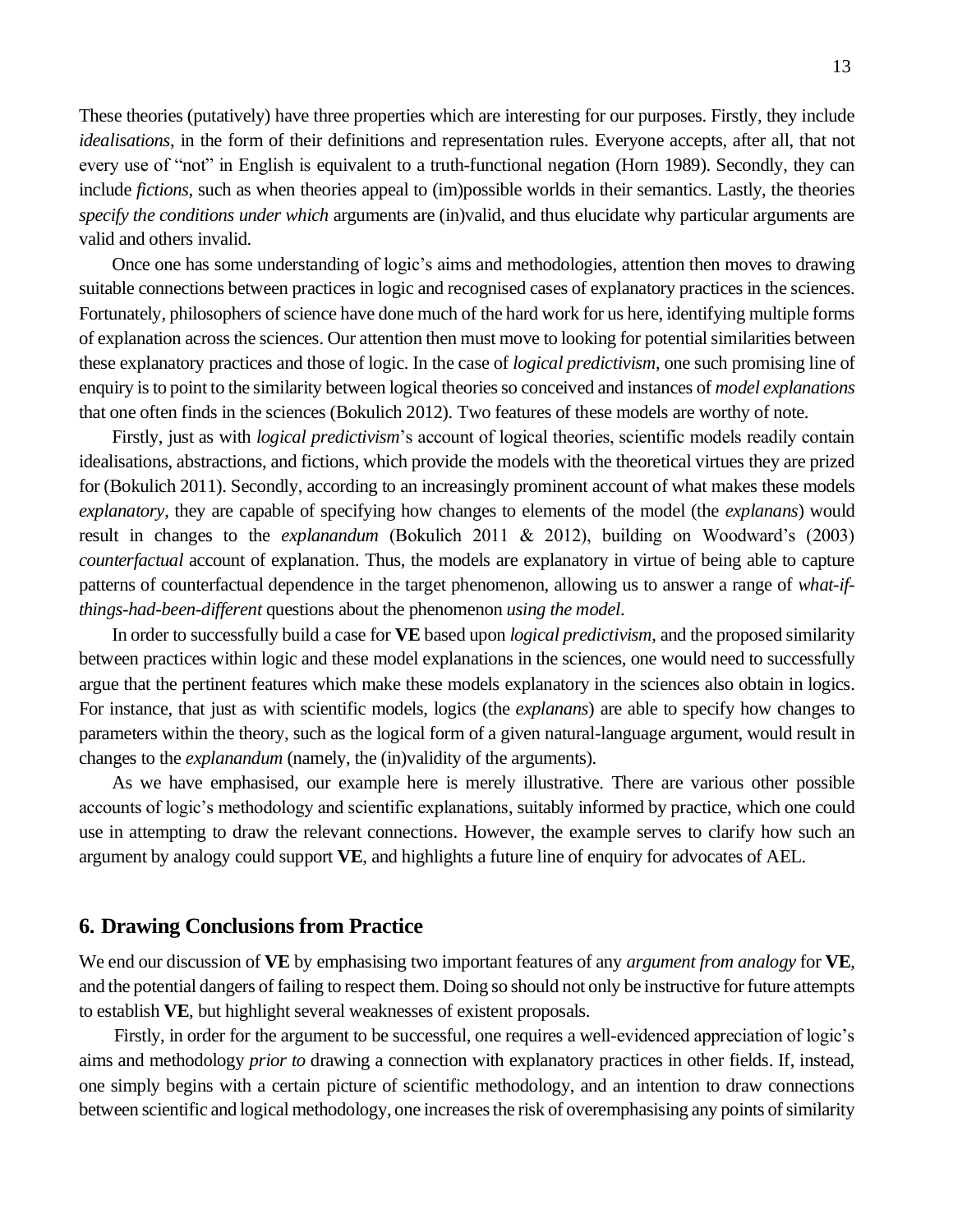These theories (putatively) have three properties which are interesting for our purposes. Firstly, they include *idealisations*, in the form of their definitions and representation rules. Everyone accepts, after all, that not every use of "not" in English is equivalent to a truth-functional negation (Horn 1989). Secondly, they can include *fictions*, such as when theories appeal to (im)possible worlds in their semantics. Lastly, the theories *specify the conditions under which* arguments are (in)valid, and thus elucidate why particular arguments are valid and others invalid.

Once one has some understanding of logic's aims and methodologies, attention then moves to drawing suitable connections between practices in logic and recognised cases of explanatory practices in the sciences. Fortunately, philosophers of science have done much of the hard work for us here, identifying multiple forms of explanation across the sciences. Our attention then must move to looking for potential similarities between these explanatory practices and those of logic. In the case of *logical predictivism*, one such promising line of enquiry is to point to the similarity between logical theories so conceived and instances of *model explanations* that one often finds in the sciences (Bokulich 2012). Two features of these models are worthy of note.

Firstly, just as with *logical predictivism*'s account of logical theories, scientific models readily contain idealisations, abstractions, and fictions, which provide the models with the theoretical virtues they are prized for (Bokulich 2011). Secondly, according to an increasingly prominent account of what makes these models *explanatory*, they are capable of specifying how changes to elements of the model (the *explanans*) would result in changes to the *explanandum* (Bokulich 2011 & 2012), building on Woodward's (2003) *counterfactual* account of explanation. Thus, the models are explanatory in virtue of being able to capture patterns of counterfactual dependence in the target phenomenon, allowing us to answer a range of *what-if-things-had-been-different* questions about the phenomenon *using the model*.

In order to successfully build a case for **VE** based upon *logical predictivism*, and the proposed similarity between practices within logic and these model explanations in the sciences, one would need to successfully argue that the pertinent features which make these models explanatory in the sciences also obtain in logics. For instance, that just as with scientific models, logics (the *explanans*) are able to specify how changes to parameters within the theory, such as the logical form of a given natural-language argument, would result in changes to the *explanandum* (namely, the (in)validity of the arguments).

As we have emphasised, our example here is merely illustrative. There are various other possible accounts of logic's methodology and scientific explanations, suitably informed by practice, which one could use in attempting to draw the relevant connections. However, the example serves to clarify how such an argument by analogy could support **VE**, and highlights a future line of enquiry for advocates of AEL.

## 6. Drawing Conclusions from Practice

We end our discussion of **VE** by emphasising two important features of any *argument from analogy* for **VE**, and the potential dangers of failing to respect them. Doing so should not only be instructive for future attempts to establish **VE**, but highlight several weaknesses of existent proposals.

Firstly, in order for the argument to be successful, one requires a well-evidenced appreciation of logic's aims and methodology *prior to* drawing a connection with explanatory practices in other fields. If, instead, one simply begins with a certain picture of scientific methodology, and an intention to draw connections between scientific and logical methodology, one increases the risk of overemphasising any points of similarity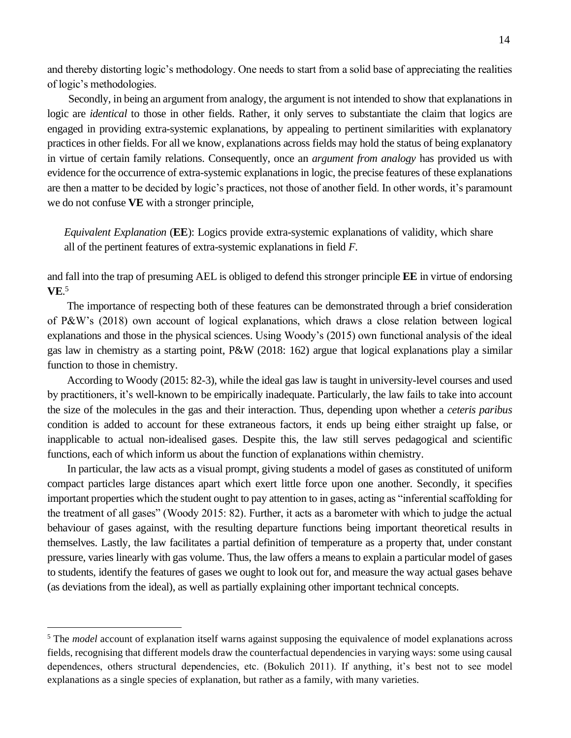and thereby distorting logic's methodology. One needs to start from a solid base of appreciating the realities of logic's methodologies.

Secondly, in being an argument from analogy, the argument is not intended to show that explanations in logic are *identical* to those in other fields. Rather, it only serves to substantiate the claim that logics are engaged in providing extra-systemic explanations, by appealing to pertinent similarities with explanatory practices in other fields. For all we know, explanations across fields may hold the status of being explanatory in virtue of certain family relations. Consequently, once an *argument from analogy* has provided us with evidence for the occurrence of extra-systemic explanations in logic, the precise features of these explanations are then a matter to be decided by logic's practices, not those of another field. In other words, it's paramount we do not confuse **VE** with a stronger principle,

> *Equivalent Explanation* (**EE**): Logics provide extra-systemic explanations of validity, which share all of the pertinent features of extra-systemic explanations in field *F*.

and fall into the trap of presuming AEL is obliged to defend this stronger principle **EE** in virtue of endorsing **VE**.[5]

The importance of respecting both of these features can be demonstrated through a brief consideration of P&W's (2018) own account of logical explanations, which draws a close relation between logical explanations and those in the physical sciences. Using Woody's (2015) own functional analysis of the ideal gas law in chemistry as a starting point, P&W (2018: 162) argue that logical explanations play a similar function to those in chemistry.

According to Woody (2015: 82-3), while the ideal gas law is taught in university-level courses and used by practitioners, it's well-known to be empirically inadequate. Particularly, the law fails to take into account the size of the molecules in the gas and their interaction. Thus, depending upon whether a *ceteris paribus* condition is added to account for these extraneous factors, it ends up being either straight up false, or inapplicable to actual non-idealised gases. Despite this, the law still serves pedagogical and scientific functions, each of which inform us about the function of explanations within chemistry.

In particular, the law acts as a visual prompt, giving students a model of gases as constituted of uniform compact particles large distances apart which exert little force upon one another. Secondly, it specifies important properties which the student ought to pay attention to in gases, acting as "inferential scaffolding for the treatment of all gases" (Woody 2015: 82). Further, it acts as a barometer with which to judge the actual behaviour of gases against, with the resulting departure functions being important theoretical results in themselves. Lastly, the law facilitates a partial definition of temperature as a property that, under constant pressure, varies linearly with gas volume. Thus, the law offers a means to explain a particular model of gases to students, identify the features of gases we ought to look out for, and measure the way actual gases behave (as deviations from the ideal), as well as partially explaining other important technical concepts.

---

[5] The *model* account of explanation itself warns against supposing the equivalence of model explanations across fields, recognising that different models draw the counterfactual dependencies in varying ways: some using causal dependences, others structural dependencies, etc. (Bokulich 2011). If anything, it's best not to see model explanations as a single species of explanation, but rather as a family, with many varieties.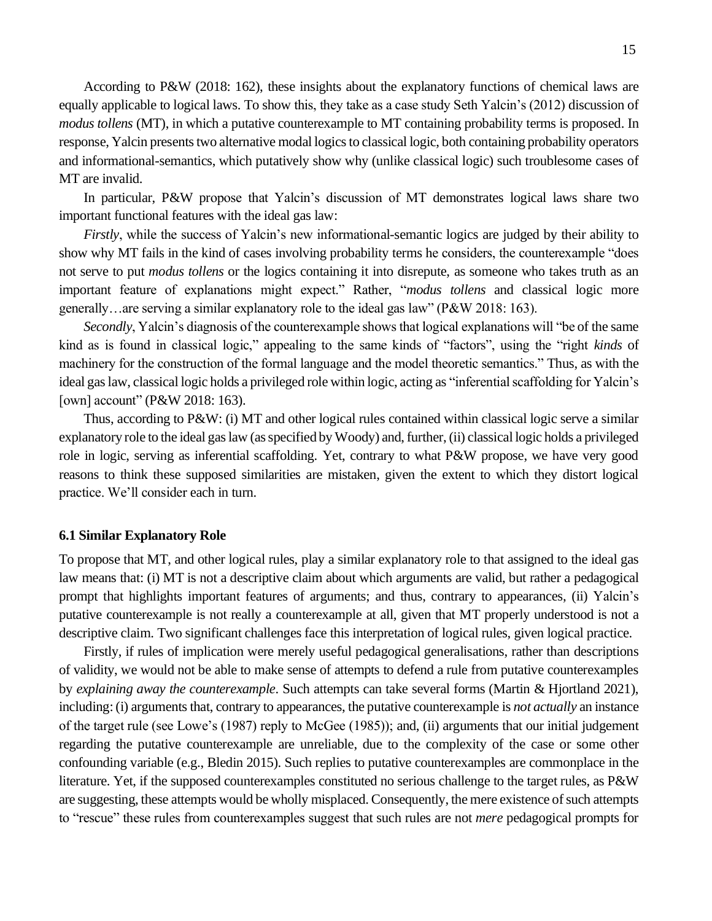According to P&W (2018: 162), these insights about the explanatory functions of chemical laws are equally applicable to logical laws. To show this, they take as a case study Seth Yalcin's (2012) discussion of *modus tollens* (MT), in which a putative counterexample to MT containing probability terms is proposed. In response, Yalcin presents two alternative modal logics to classical logic, both containing probability operators and informational-semantics, which putatively show why (unlike classical logic) such troublesome cases of MT are invalid.

In particular, P&W propose that Yalcin's discussion of MT demonstrates logical laws share two important functional features with the ideal gas law:

*Firstly*, while the success of Yalcin's new informational-semantic logics are judged by their ability to show why MT fails in the kind of cases involving probability terms he considers, the counterexample "does not serve to put *modus tollens* or the logics containing it into disrepute, as someone who takes truth as an important feature of explanations might expect." Rather, "*modus tollens* and classical logic more generally…are serving a similar explanatory role to the ideal gas law" (P&W 2018: 163).

*Secondly*, Yalcin's diagnosis of the counterexample shows that logical explanations will "be of the same kind as is found in classical logic," appealing to the same kinds of "factors", using the "right *kinds* of machinery for the construction of the formal language and the model theoretic semantics." Thus, as with the ideal gas law, classical logic holds a privileged role within logic, acting as "inferential scaffolding for Yalcin's [own] account" (P&W 2018: 163).

Thus, according to P&W: (i) MT and other logical rules contained within classical logic serve a similar explanatory role to the ideal gas law (as specified by Woody) and, further, (ii) classical logic holds a privileged role in logic, serving as inferential scaffolding. Yet, contrary to what P&W propose, we have very good reasons to think these supposed similarities are mistaken, given the extent to which they distort logical practice. We'll consider each in turn.

### 6.1 Similar Explanatory Role

To propose that MT, and other logical rules, play a similar explanatory role to that assigned to the ideal gas law means that: (i) MT is not a descriptive claim about which arguments are valid, but rather a pedagogical prompt that highlights important features of arguments; and thus, contrary to appearances, (ii) Yalcin's putative counterexample is not really a counterexample at all, given that MT properly understood is not a descriptive claim. Two significant challenges face this interpretation of logical rules, given logical practice.

Firstly, if rules of implication were merely useful pedagogical generalisations, rather than descriptions of validity, we would not be able to make sense of attempts to defend a rule from putative counterexamples by *explaining away the counterexample*. Such attempts can take several forms (Martin & Hjortland 2021), including: (i) arguments that, contrary to appearances, the putative counterexample is *not actually* an instance of the target rule (see Lowe's (1987) reply to McGee (1985)); and, (ii) arguments that our initial judgement regarding the putative counterexample are unreliable, due to the complexity of the case or some other confounding variable (e.g., Bledin 2015). Such replies to putative counterexamples are commonplace in the literature. Yet, if the supposed counterexamples constituted no serious challenge to the target rules, as P&W are suggesting, these attempts would be wholly misplaced. Consequently, the mere existence of such attempts to "rescue" these rules from counterexamples suggest that such rules are not *mere* pedagogical prompts for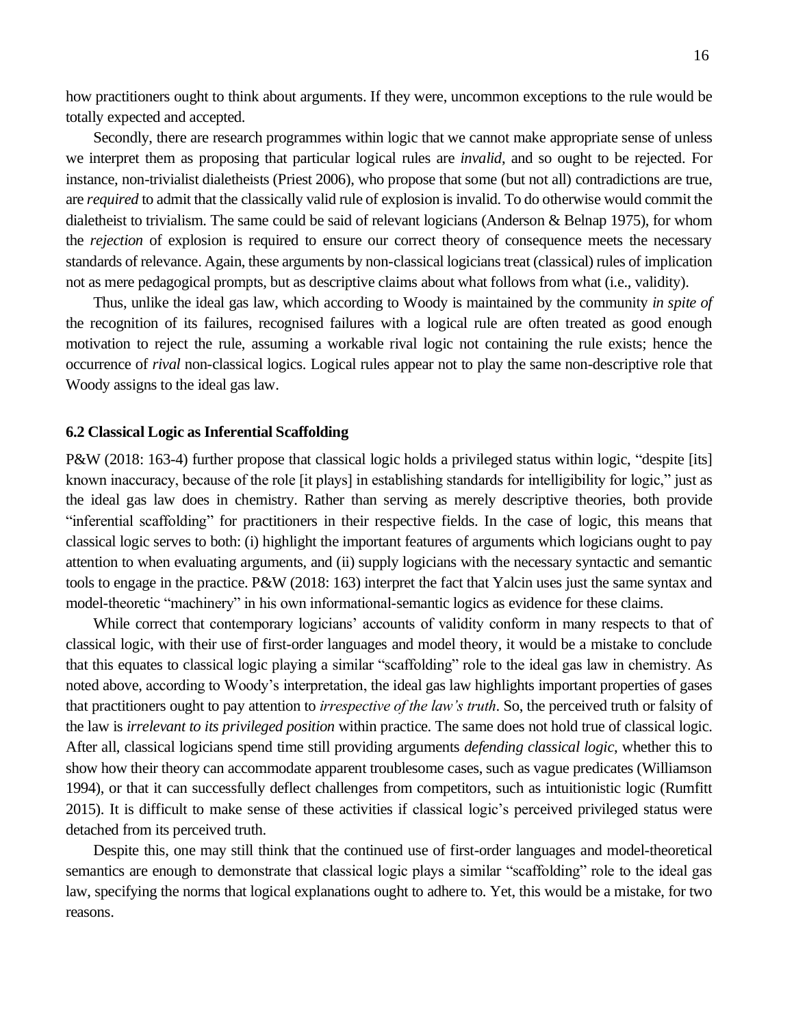how practitioners ought to think about arguments. If they were, uncommon exceptions to the rule would be totally expected and accepted.

Secondly, there are research programmes within logic that we cannot make appropriate sense of unless we interpret them as proposing that particular logical rules are *invalid*, and so ought to be rejected. For instance, non-trivialist dialetheists (Priest 2006), who propose that some (but not all) contradictions are true, are *required* to admit that the classically valid rule of explosion is invalid. To do otherwise would commit the dialetheist to trivialism. The same could be said of relevant logicians (Anderson & Belnap 1975), for whom the *rejection* of explosion is required to ensure our correct theory of consequence meets the necessary standards of relevance. Again, these arguments by non-classical logicians treat (classical) rules of implication not as mere pedagogical prompts, but as descriptive claims about what follows from what (i.e., validity).

Thus, unlike the ideal gas law, which according to Woody is maintained by the community *in spite of* the recognition of its failures, recognised failures with a logical rule are often treated as good enough motivation to reject the rule, assuming a workable rival logic not containing the rule exists; hence the occurrence of *rival* non-classical logics. Logical rules appear not to play the same non-descriptive role that Woody assigns to the ideal gas law.

### 6.2 Classical Logic as Inferential Scaffolding

P&W (2018: 163-4) further propose that classical logic holds a privileged status within logic, "despite [its] known inaccuracy, because of the role [it plays] in establishing standards for intelligibility for logic," just as the ideal gas law does in chemistry. Rather than serving as merely descriptive theories, both provide "inferential scaffolding" for practitioners in their respective fields. In the case of logic, this means that classical logic serves to both: (i) highlight the important features of arguments which logicians ought to pay attention to when evaluating arguments, and (ii) supply logicians with the necessary syntactic and semantic tools to engage in the practice. P&W (2018: 163) interpret the fact that Yalcin uses just the same syntax and model-theoretic "machinery" in his own informational-semantic logics as evidence for these claims.

While correct that contemporary logicians' accounts of validity conform in many respects to that of classical logic, with their use of first-order languages and model theory, it would be a mistake to conclude that this equates to classical logic playing a similar "scaffolding" role to the ideal gas law in chemistry. As noted above, according to Woody's interpretation, the ideal gas law highlights important properties of gases that practitioners ought to pay attention to *irrespective of the law's truth*. So, the perceived truth or falsity of the law is *irrelevant to its privileged position* within practice. The same does not hold true of classical logic. After all, classical logicians spend time still providing arguments *defending classical logic*, whether this to show how their theory can accommodate apparent troublesome cases, such as vague predicates (Williamson 1994), or that it can successfully deflect challenges from competitors, such as intuitionistic logic (Rumfitt 2015). It is difficult to make sense of these activities if classical logic's perceived privileged status were detached from its perceived truth.

Despite this, one may still think that the continued use of first-order languages and model-theoretical semantics are enough to demonstrate that classical logic plays a similar "scaffolding" role to the ideal gas law, specifying the norms that logical explanations ought to adhere to. Yet, this would be a mistake, for two reasons.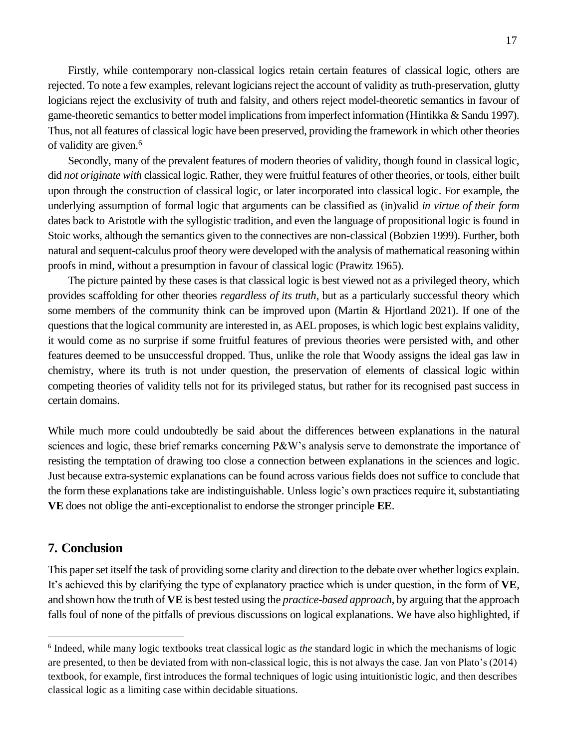Firstly, while contemporary non-classical logics retain certain features of classical logic, others are rejected. To note a few examples, relevant logicians reject the account of validity as truth-preservation, glutty logicians reject the exclusivity of truth and falsity, and others reject model-theoretic semantics in favour of game-theoretic semantics to better model implications from imperfect information (Hintikka & Sandu 1997). Thus, not all features of classical logic have been preserved, providing the framework in which other theories of validity are given.[6]

Secondly, many of the prevalent features of modern theories of validity, though found in classical logic, did *not originate with* classical logic. Rather, they were fruitful features of other theories, or tools, either built upon through the construction of classical logic, or later incorporated into classical logic. For example, the underlying assumption of formal logic that arguments can be classified as (in)valid *in virtue of their form* dates back to Aristotle with the syllogistic tradition, and even the language of propositional logic is found in Stoic works, although the semantics given to the connectives are non-classical (Bobzien 1999). Further, both natural and sequent-calculus proof theory were developed with the analysis of mathematical reasoning within proofs in mind, without a presumption in favour of classical logic (Prawitz 1965).

The picture painted by these cases is that classical logic is best viewed not as a privileged theory, which provides scaffolding for other theories *regardless of its truth*, but as a particularly successful theory which some members of the community think can be improved upon (Martin & Hjortland 2021). If one of the questions that the logical community are interested in, as AEL proposes, is which logic best explains validity, it would come as no surprise if some fruitful features of previous theories were persisted with, and other features deemed to be unsuccessful dropped. Thus, unlike the role that Woody assigns the ideal gas law in chemistry, where its truth is not under question, the preservation of elements of classical logic within competing theories of validity tells not for its privileged status, but rather for its recognised past success in certain domains.

While much more could undoubtedly be said about the differences between explanations in the natural sciences and logic, these brief remarks concerning P&W's analysis serve to demonstrate the importance of resisting the temptation of drawing too close a connection between explanations in the sciences and logic. Just because extra-systemic explanations can be found across various fields does not suffice to conclude that the form these explanations take are indistinguishable. Unless logic's own practices require it, substantiating **VE** does not oblige the anti-exceptionalist to endorse the stronger principle **EE**.

## 7. Conclusion

This paper set itself the task of providing some clarity and direction to the debate over whether logics explain. It's achieved this by clarifying the type of explanatory practice which is under question, in the form of **VE**, and shown how the truth of **VE** is best tested using the *practice-based approach*, by arguing that the approach falls foul of none of the pitfalls of previous discussions on logical explanations. We have also highlighted, if

---

[6] Indeed, while many logic textbooks treat classical logic as *the* standard logic in which the mechanisms of logic are presented, to then be deviated from with non-classical logic, this is not always the case. Jan von Plato's (2014) textbook, for example, first introduces the formal techniques of logic using intuitionistic logic, and then describes classical logic as a limiting case within decidable situations.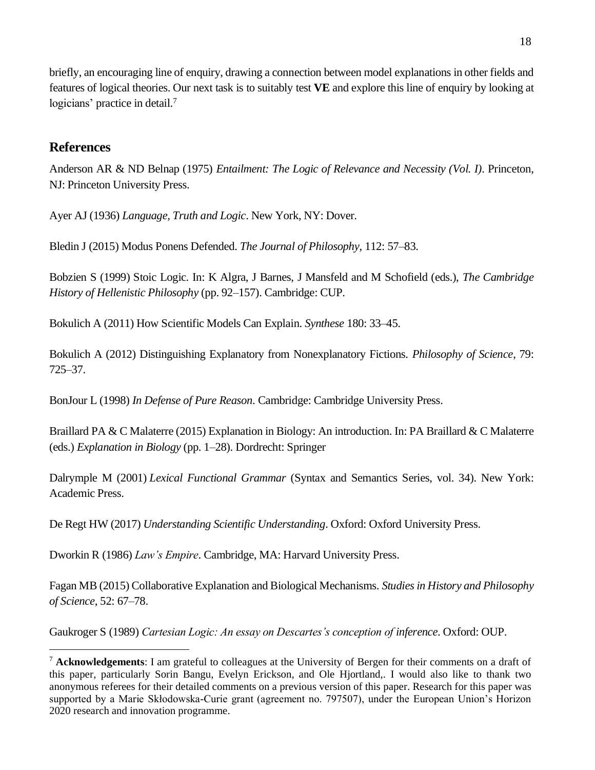briefly, an encouraging line of enquiry, drawing a connection between model explanations in other fields and features of logical theories. Our next task is to suitably test **VE** and explore this line of enquiry by looking at logicians' practice in detail.[7]

## References

Anderson AR & ND Belnap (1975) *Entailment: The Logic of Relevance and Necessity (Vol. I)*. Princeton, NJ: Princeton University Press.

Ayer AJ (1936) *Language, Truth and Logic*. New York, NY: Dover.

Bledin J (2015) Modus Ponens Defended. *The Journal of Philosophy*, 112: 57–83.

Bobzien S (1999) Stoic Logic. In: K Algra, J Barnes, J Mansfeld and M Schofield (eds.), *The Cambridge History of Hellenistic Philosophy* (pp. 92–157). Cambridge: CUP.

Bokulich A (2011) How Scientific Models Can Explain. *Synthese* 180: 33–45.

Bokulich A (2012) Distinguishing Explanatory from Nonexplanatory Fictions. *Philosophy of Science*, 79: 725–37.

BonJour L (1998) *In Defense of Pure Reason*. Cambridge: Cambridge University Press.

Braillard PA & C Malaterre (2015) Explanation in Biology: An introduction. In: PA Braillard & C Malaterre (eds.) *Explanation in Biology* (pp. 1–28). Dordrecht: Springer

Dalrymple M (2001) *Lexical Functional Grammar* (Syntax and Semantics Series, vol. 34). New York: Academic Press.

De Regt HW (2017) *Understanding Scientific Understanding*. Oxford: Oxford University Press.

Dworkin R (1986) *Law's Empire*. Cambridge, MA: Harvard University Press.

Fagan MB (2015) Collaborative Explanation and Biological Mechanisms. *Studies in History and Philosophy of Science*, 52: 67–78.

Gaukroger S (1989) *Cartesian Logic: An essay on Descartes's conception of inference*. Oxford: OUP.

---

[7] **Acknowledgements**: I am grateful to colleagues at the University of Bergen for their comments on a draft of this paper, particularly Sorin Bangu, Evelyn Erickson, and Ole Hjortland,. I would also like to thank two anonymous referees for their detailed comments on a previous version of this paper. Research for this paper was supported by a Marie Skłodowska-Curie grant (agreement no. 797507), under the European Union's Horizon 2020 research and innovation programme.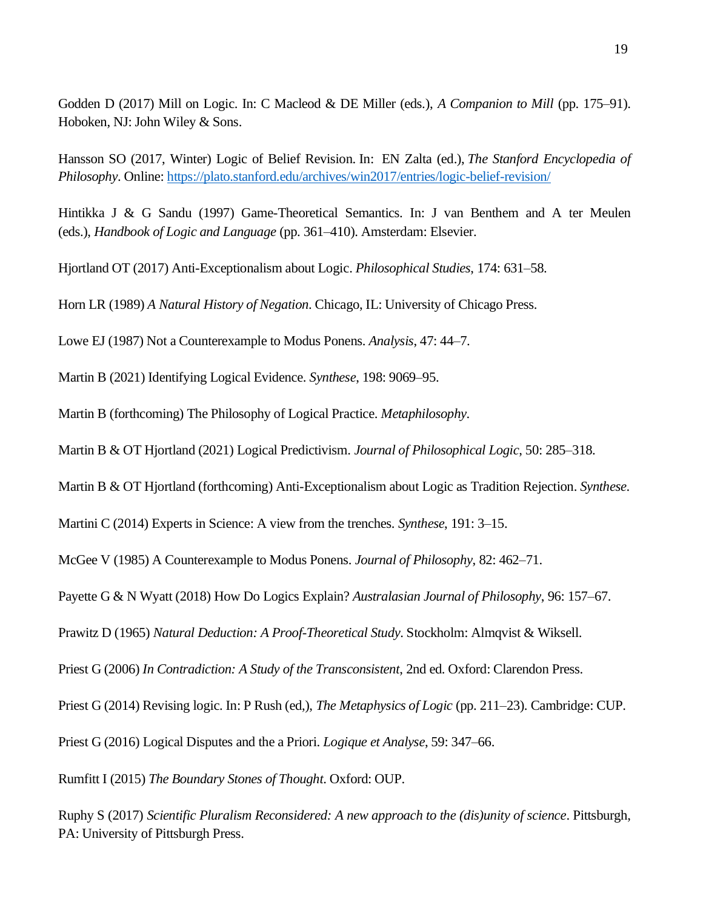Godden D (2017) Mill on Logic. In: C Macleod & DE Miller (eds.), *A Companion to Mill* (pp. 175–91). Hoboken, NJ: John Wiley & Sons.

Hansson SO (2017, Winter) Logic of Belief Revision. In: EN Zalta (ed.), *The Stanford Encyclopedia of Philosophy*. Online: https://plato.stanford.edu/archives/win2017/entries/logic-belief-revision/

Hintikka J & G Sandu (1997) Game-Theoretical Semantics. In: J van Benthem and A ter Meulen (eds.), *Handbook of Logic and Language* (pp. 361–410). Amsterdam: Elsevier.

Hjortland OT (2017) Anti-Exceptionalism about Logic. *Philosophical Studies*, 174: 631–58.

Horn LR (1989) *A Natural History of Negation*. Chicago, IL: University of Chicago Press.

Lowe EJ (1987) Not a Counterexample to Modus Ponens. *Analysis*, 47: 44–7.

Martin B (2021) Identifying Logical Evidence. *Synthese*, 198: 9069–95.

Martin B (forthcoming) The Philosophy of Logical Practice. *Metaphilosophy*.

Martin B & OT Hjortland (2021) Logical Predictivism. *Journal of Philosophical Logic*, 50: 285–318.

Martin B & OT Hjortland (forthcoming) Anti-Exceptionalism about Logic as Tradition Rejection. *Synthese*.

Martini C (2014) Experts in Science: A view from the trenches. *Synthese*, 191: 3–15.

McGee V (1985) A Counterexample to Modus Ponens. *Journal of Philosophy*, 82: 462–71.

Payette G & N Wyatt (2018) How Do Logics Explain? *Australasian Journal of Philosophy*, 96: 157–67.

Prawitz D (1965) *Natural Deduction: A Proof-Theoretical Study*. Stockholm: Almqvist & Wiksell.

Priest G (2006) *In Contradiction: A Study of the Transconsistent*, 2nd ed. Oxford: Clarendon Press.

Priest G (2014) Revising logic. In: P Rush (ed,), *The Metaphysics of Logic* (pp. 211–23). Cambridge: CUP.

Priest G (2016) Logical Disputes and the a Priori. *Logique et Analyse*, 59: 347–66.

Rumfitt I (2015) *The Boundary Stones of Thought*. Oxford: OUP.

Ruphy S (2017) *Scientific Pluralism Reconsidered: A new approach to the (dis)unity of science*. Pittsburgh, PA: University of Pittsburgh Press.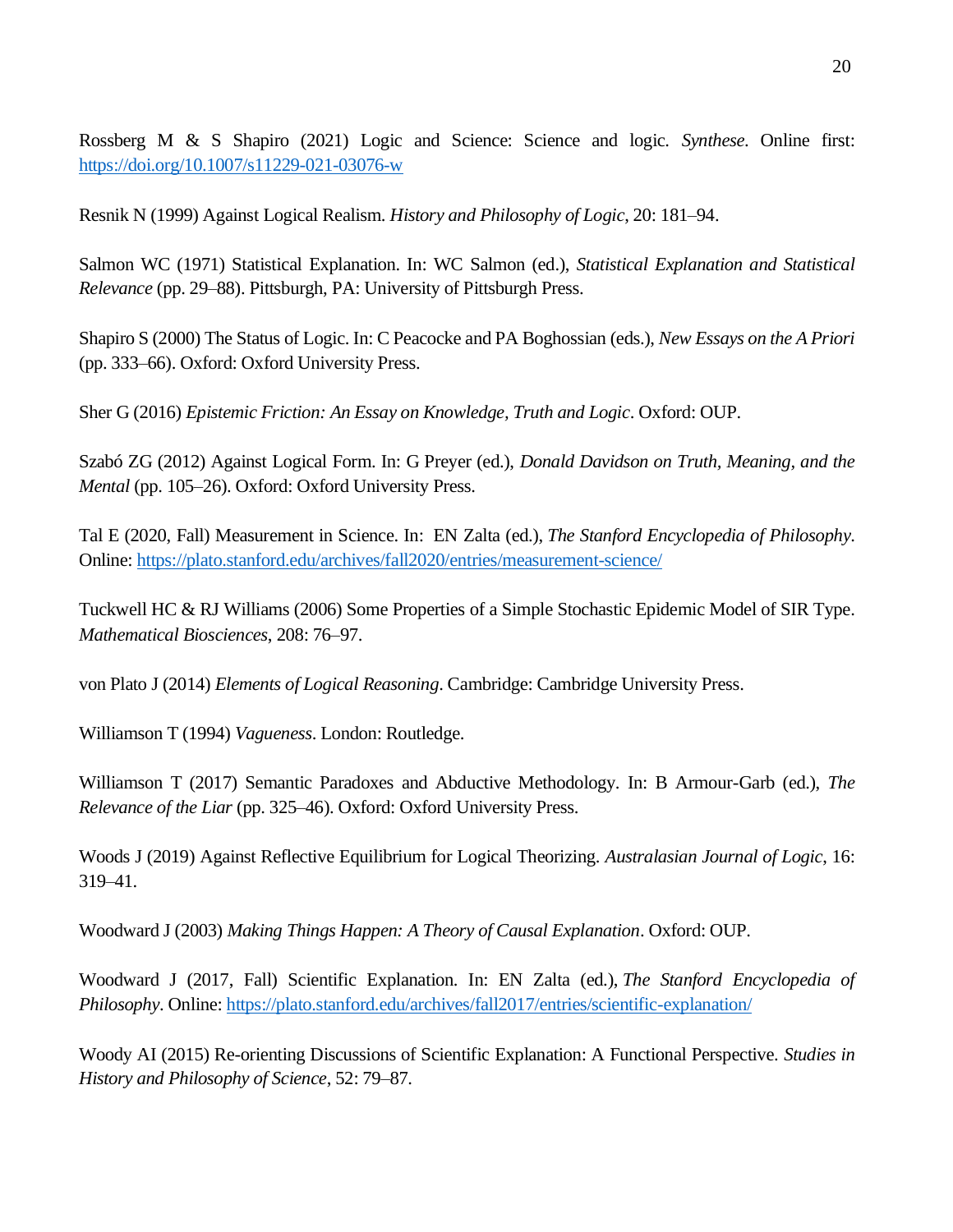Rossberg M & S Shapiro (2021) Logic and Science: Science and logic. *Synthese*. Online first: https://doi.org/10.1007/s11229-021-03076-w

Resnik N (1999) Against Logical Realism. *History and Philosophy of Logic*, 20: 181–94.

Salmon WC (1971) Statistical Explanation. In: WC Salmon (ed.), *Statistical Explanation and Statistical Relevance* (pp. 29–88). Pittsburgh, PA: University of Pittsburgh Press.

Shapiro S (2000) The Status of Logic. In: C Peacocke and PA Boghossian (eds.), *New Essays on the A Priori* (pp. 333–66). Oxford: Oxford University Press.

Sher G (2016) *Epistemic Friction: An Essay on Knowledge, Truth and Logic*. Oxford: OUP.

Szabó ZG (2012) Against Logical Form. In: G Preyer (ed.), *Donald Davidson on Truth, Meaning, and the Mental* (pp. 105–26). Oxford: Oxford University Press.

Tal E (2020, Fall) Measurement in Science. In: EN Zalta (ed.), *The Stanford Encyclopedia of Philosophy*. Online: https://plato.stanford.edu/archives/fall2020/entries/measurement-science/

Tuckwell HC & RJ Williams (2006) Some Properties of a Simple Stochastic Epidemic Model of SIR Type. *Mathematical Biosciences*, 208: 76–97.

von Plato J (2014) *Elements of Logical Reasoning*. Cambridge: Cambridge University Press.

Williamson T (1994) *Vagueness*. London: Routledge.

Williamson T (2017) Semantic Paradoxes and Abductive Methodology. In: B Armour-Garb (ed.), *The Relevance of the Liar* (pp. 325–46). Oxford: Oxford University Press.

Woods J (2019) Against Reflective Equilibrium for Logical Theorizing. *Australasian Journal of Logic*, 16: 319–41.

Woodward J (2003) *Making Things Happen: A Theory of Causal Explanation*. Oxford: OUP.

Woodward J (2017, Fall) Scientific Explanation. In: EN Zalta (ed.), *The Stanford Encyclopedia of Philosophy*. Online: https://plato.stanford.edu/archives/fall2017/entries/scientific-explanation/

Woody AI (2015) Re-orienting Discussions of Scientific Explanation: A Functional Perspective. *Studies in History and Philosophy of Science*, 52: 79–87.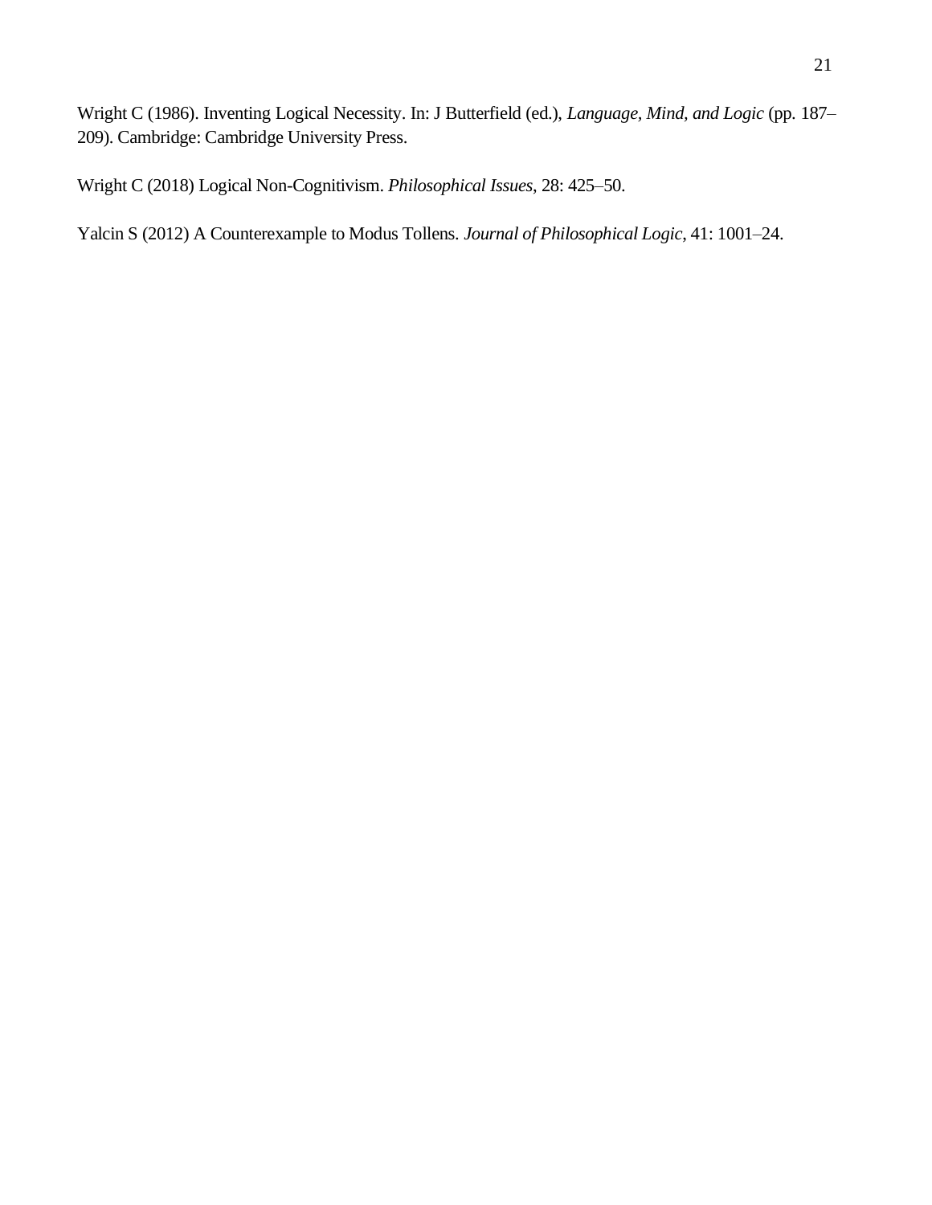Wright C (1986). Inventing Logical Necessity. In: J Butterfield (ed.), *Language, Mind, and Logic* (pp. 187–209). Cambridge: Cambridge University Press.

Wright C (2018) Logical Non-Cognitivism. *Philosophical Issues*, 28: 425–50.

Yalcin S (2012) A Counterexample to Modus Tollens. *Journal of Philosophical Logic*, 41: 1001–24.